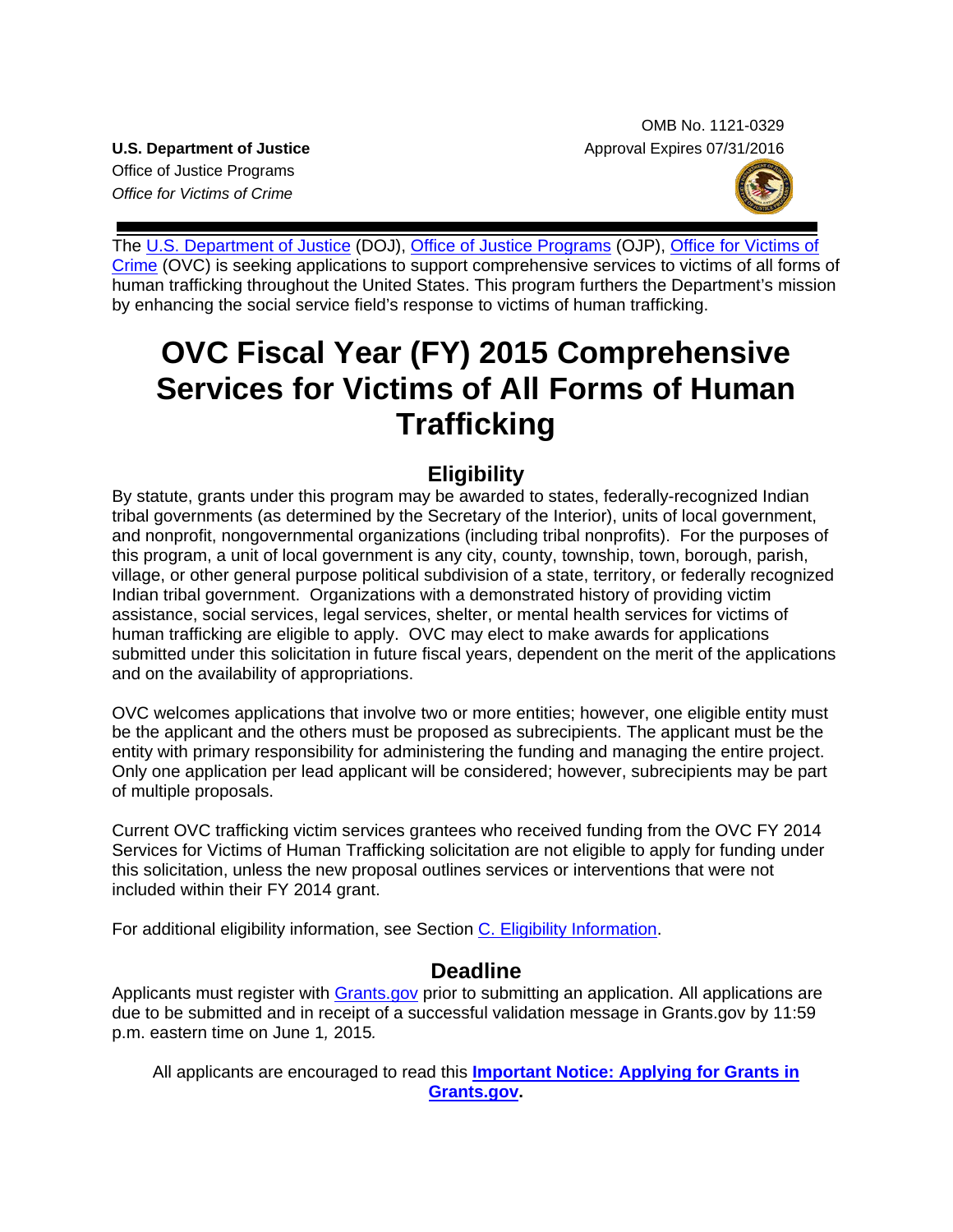OMB No. 1121-0329
Approval Expires 07/31/2016

**U.S. Department of Justice**
Office of Justice Programs
*Office for Victims of Crime*

The U.S. Department of Justice (DOJ), Office of Justice Programs (OJP), Office for Victims of Crime (OVC) is seeking applications to support comprehensive services to victims of all forms of human trafficking throughout the United States. This program furthers the Department's mission by enhancing the social service field's response to victims of human trafficking.

# OVC Fiscal Year (FY) 2015 Comprehensive Services for Victims of All Forms of Human Trafficking

## Eligibility

By statute, grants under this program may be awarded to states, federally-recognized Indian tribal governments (as determined by the Secretary of the Interior), units of local government, and nonprofit, nongovernmental organizations (including tribal nonprofits). For the purposes of this program, a unit of local government is any city, county, township, town, borough, parish, village, or other general purpose political subdivision of a state, territory, or federally recognized Indian tribal government. Organizations with a demonstrated history of providing victim assistance, social services, legal services, shelter, or mental health services for victims of human trafficking are eligible to apply. OVC may elect to make awards for applications submitted under this solicitation in future fiscal years, dependent on the merit of the applications and on the availability of appropriations.

OVC welcomes applications that involve two or more entities; however, one eligible entity must be the applicant and the others must be proposed as subrecipients. The applicant must be the entity with primary responsibility for administering the funding and managing the entire project. Only one application per lead applicant will be considered; however, subrecipients may be part of multiple proposals.

Current OVC trafficking victim services grantees who received funding from the OVC FY 2014 Services for Victims of Human Trafficking solicitation are not eligible to apply for funding under this solicitation, unless the new proposal outlines services or interventions that were not included within their FY 2014 grant.

For additional eligibility information, see Section C. Eligibility Information.

## Deadline

Applicants must register with Grants.gov prior to submitting an application. All applications are due to be submitted and in receipt of a successful validation message in Grants.gov by 11:59 p.m. eastern time on June 1, 2015.

All applicants are encouraged to read this **Important Notice: Applying for Grants in Grants.gov.**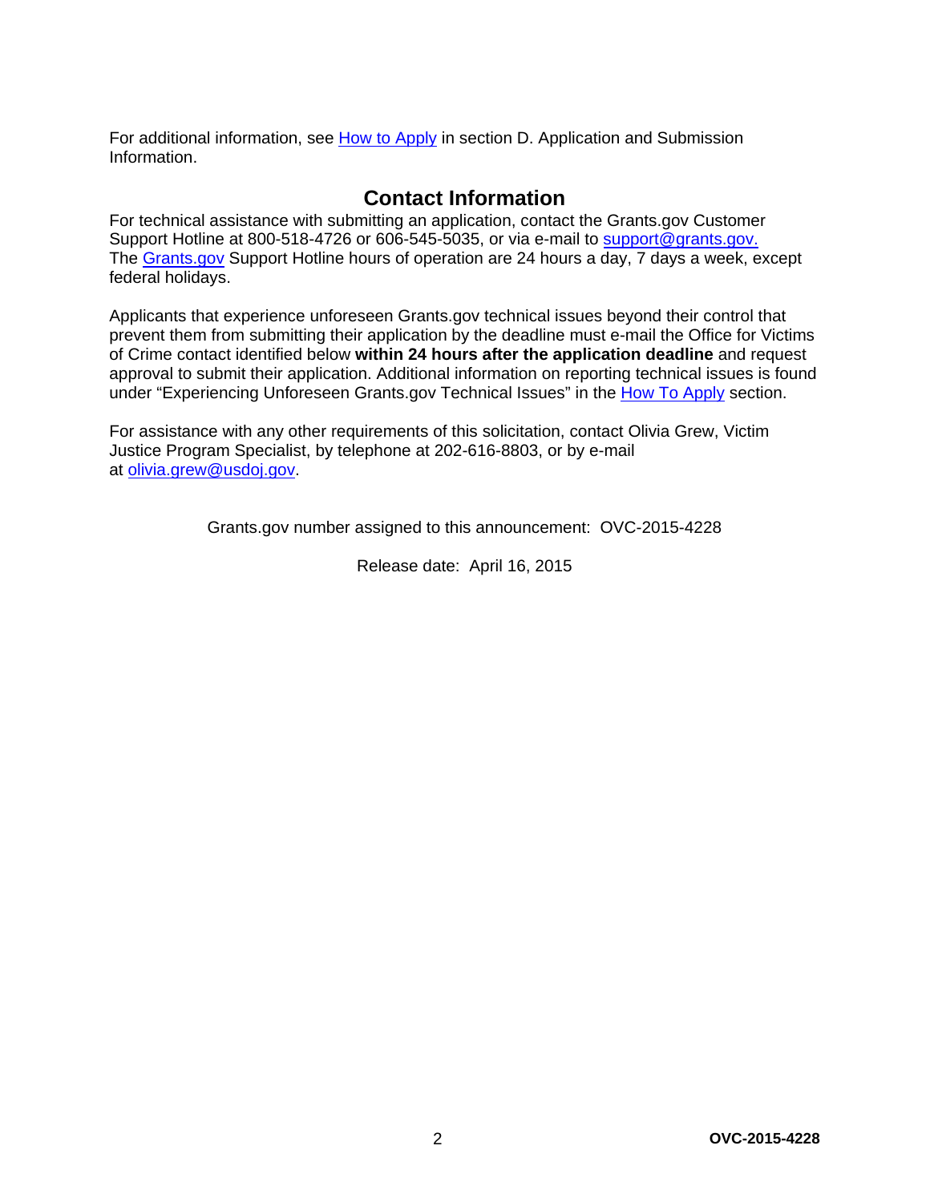For additional information, see [How to Apply] in section D. Application and Submission Information.

## Contact Information

For technical assistance with submitting an application, contact the Grants.gov Customer Support Hotline at 800-518-4726 or 606-545-5035, or via e-mail to support@grants.gov. The Grants.gov Support Hotline hours of operation are 24 hours a day, 7 days a week, except federal holidays.

Applicants that experience unforeseen Grants.gov technical issues beyond their control that prevent them from submitting their application by the deadline must e-mail the Office for Victims of Crime contact identified below **within 24 hours after the application deadline** and request approval to submit their application. Additional information on reporting technical issues is found under "Experiencing Unforeseen Grants.gov Technical Issues" in the How To Apply section.

For assistance with any other requirements of this solicitation, contact Olivia Grew, Victim Justice Program Specialist, by telephone at 202-616-8803, or by e-mail at olivia.grew@usdoj.gov.

Grants.gov number assigned to this announcement: OVC-2015-4228

Release date: April 16, 2015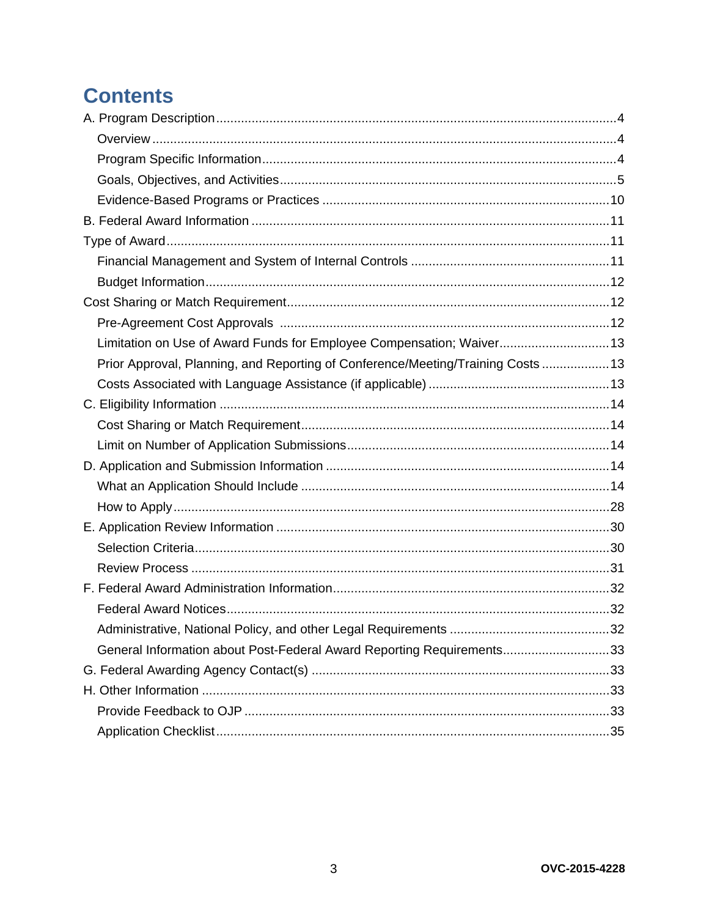# Contents

A. Program Description ..... 4
- Overview ..... 4
- Program Specific Information ..... 4
- Goals, Objectives, and Activities ..... 5
- Evidence-Based Programs or Practices ..... 10

B. Federal Award Information ..... 11

Type of Award ..... 11
- Financial Management and System of Internal Controls ..... 11
- Budget Information ..... 12

Cost Sharing or Match Requirement ..... 12
- Pre-Agreement Cost Approvals ..... 12
- Limitation on Use of Award Funds for Employee Compensation; Waiver ..... 13
- Prior Approval, Planning, and Reporting of Conference/Meeting/Training Costs ..... 13
- Costs Associated with Language Assistance (if applicable) ..... 13

C. Eligibility Information ..... 14
- Cost Sharing or Match Requirement ..... 14
- Limit on Number of Application Submissions ..... 14

D. Application and Submission Information ..... 14
- What an Application Should Include ..... 14
- How to Apply ..... 28

E. Application Review Information ..... 30
- Selection Criteria ..... 30
- Review Process ..... 31

F. Federal Award Administration Information ..... 32
- Federal Award Notices ..... 32
- Administrative, National Policy, and other Legal Requirements ..... 32
- General Information about Post-Federal Award Reporting Requirements ..... 33

G. Federal Awarding Agency Contact(s) ..... 33

H. Other Information ..... 33
- Provide Feedback to OJP ..... 33
- Application Checklist ..... 35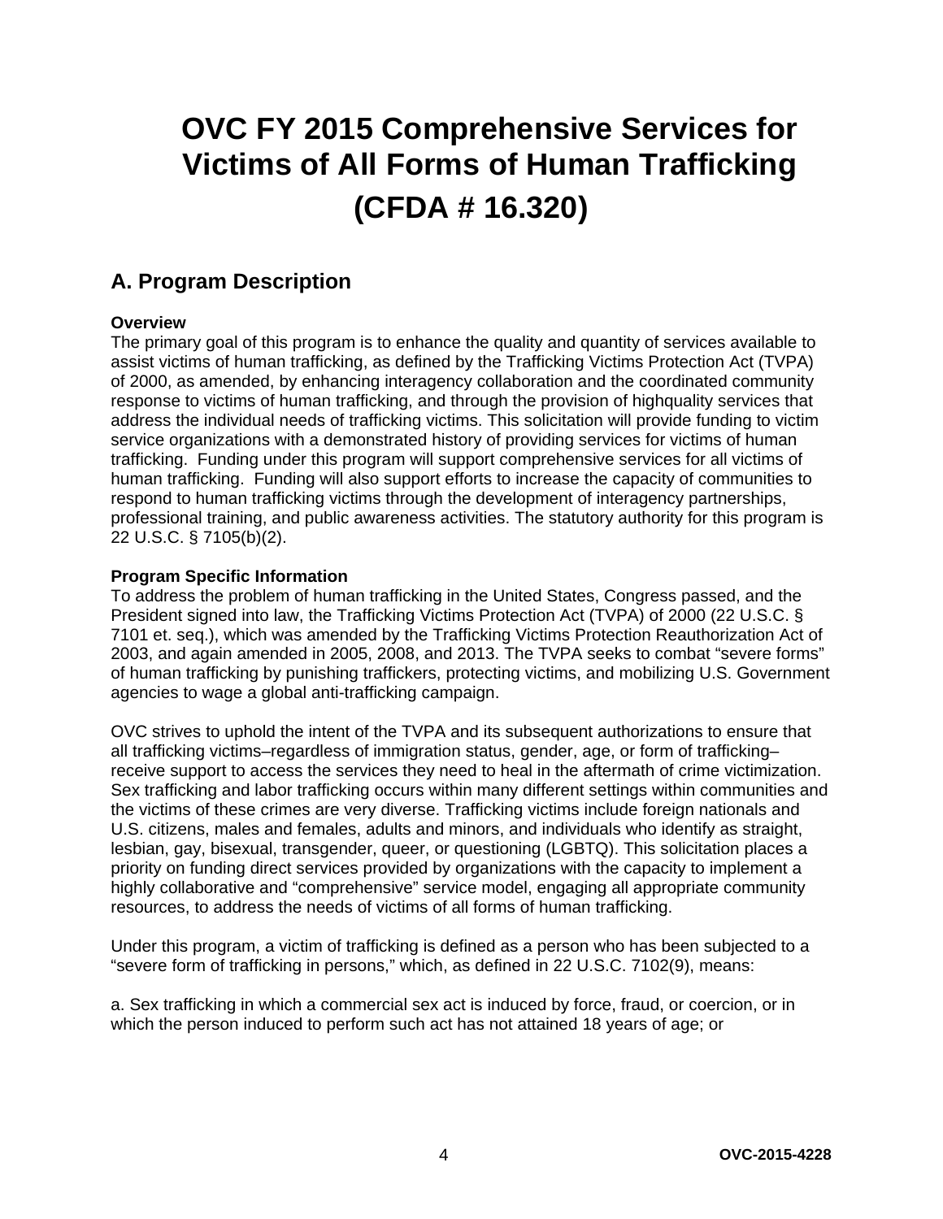# OVC FY 2015 Comprehensive Services for Victims of All Forms of Human Trafficking (CFDA # 16.320)

## A. Program Description

**Overview**

The primary goal of this program is to enhance the quality and quantity of services available to assist victims of human trafficking, as defined by the Trafficking Victims Protection Act (TVPA) of 2000, as amended, by enhancing interagency collaboration and the coordinated community response to victims of human trafficking, and through the provision of highquality services that address the individual needs of trafficking victims. This solicitation will provide funding to victim service organizations with a demonstrated history of providing services for victims of human trafficking. Funding under this program will support comprehensive services for all victims of human trafficking. Funding will also support efforts to increase the capacity of communities to respond to human trafficking victims through the development of interagency partnerships, professional training, and public awareness activities. The statutory authority for this program is 22 U.S.C. § 7105(b)(2).

**Program Specific Information**

To address the problem of human trafficking in the United States, Congress passed, and the President signed into law, the Trafficking Victims Protection Act (TVPA) of 2000 (22 U.S.C. § 7101 et. seq.), which was amended by the Trafficking Victims Protection Reauthorization Act of 2003, and again amended in 2005, 2008, and 2013. The TVPA seeks to combat "severe forms" of human trafficking by punishing traffickers, protecting victims, and mobilizing U.S. Government agencies to wage a global anti-trafficking campaign.

OVC strives to uphold the intent of the TVPA and its subsequent authorizations to ensure that all trafficking victims–regardless of immigration status, gender, age, or form of trafficking–receive support to access the services they need to heal in the aftermath of crime victimization. Sex trafficking and labor trafficking occurs within many different settings within communities and the victims of these crimes are very diverse. Trafficking victims include foreign nationals and U.S. citizens, males and females, adults and minors, and individuals who identify as straight, lesbian, gay, bisexual, transgender, queer, or questioning (LGBTQ). This solicitation places a priority on funding direct services provided by organizations with the capacity to implement a highly collaborative and "comprehensive" service model, engaging all appropriate community resources, to address the needs of victims of all forms of human trafficking.

Under this program, a victim of trafficking is defined as a person who has been subjected to a "severe form of trafficking in persons," which, as defined in 22 U.S.C. 7102(9), means:

a. Sex trafficking in which a commercial sex act is induced by force, fraud, or coercion, or in which the person induced to perform such act has not attained 18 years of age; or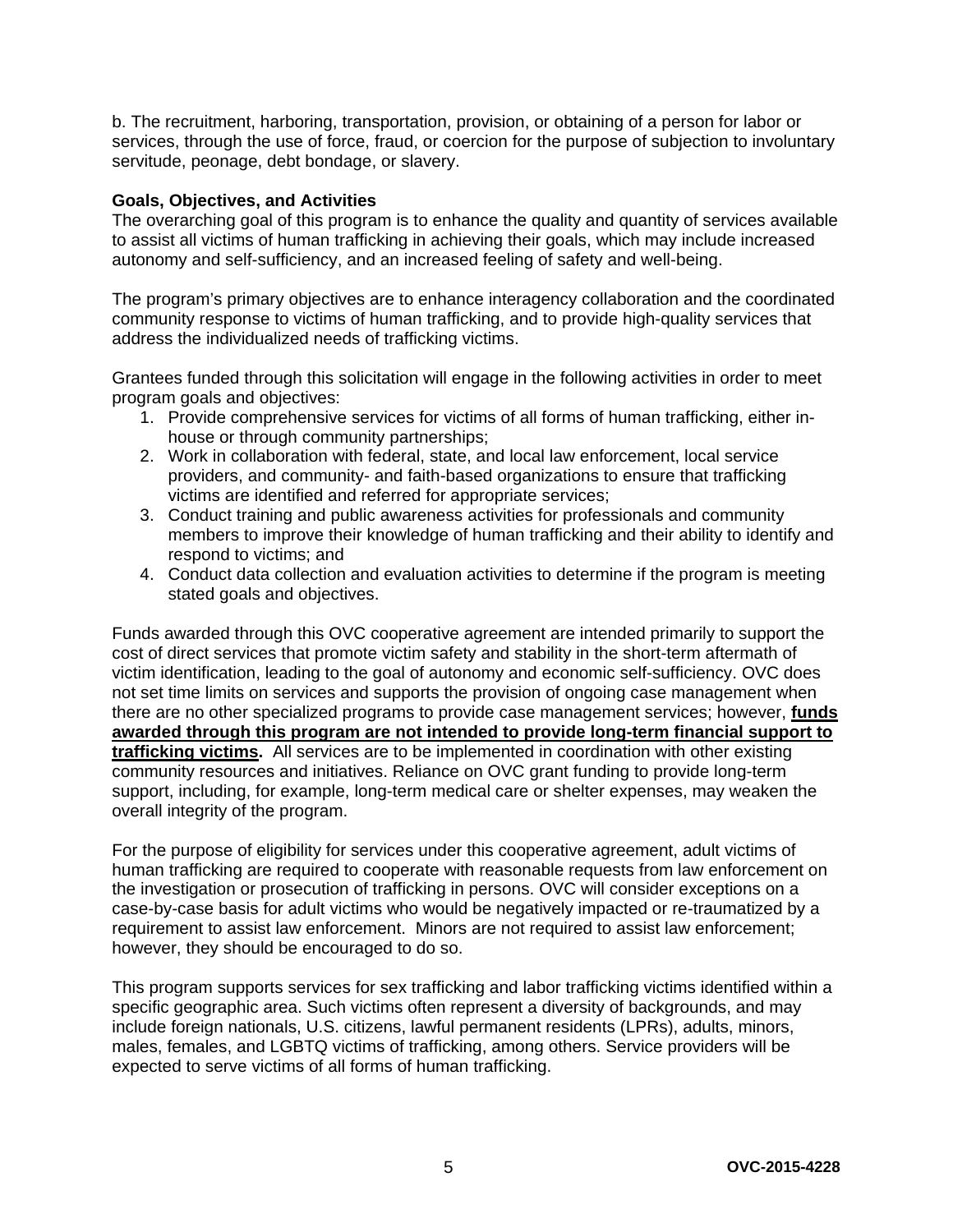b. The recruitment, harboring, transportation, provision, or obtaining of a person for labor or services, through the use of force, fraud, or coercion for the purpose of subjection to involuntary servitude, peonage, debt bondage, or slavery.

**Goals, Objectives, and Activities**

The overarching goal of this program is to enhance the quality and quantity of services available to assist all victims of human trafficking in achieving their goals, which may include increased autonomy and self-sufficiency, and an increased feeling of safety and well-being.

The program's primary objectives are to enhance interagency collaboration and the coordinated community response to victims of human trafficking, and to provide high-quality services that address the individualized needs of trafficking victims.

Grantees funded through this solicitation will engage in the following activities in order to meet program goals and objectives:

1. Provide comprehensive services for victims of all forms of human trafficking, either in-house or through community partnerships;
2. Work in collaboration with federal, state, and local law enforcement, local service providers, and community- and faith-based organizations to ensure that trafficking victims are identified and referred for appropriate services;
3. Conduct training and public awareness activities for professionals and community members to improve their knowledge of human trafficking and their ability to identify and respond to victims; and
4. Conduct data collection and evaluation activities to determine if the program is meeting stated goals and objectives.

Funds awarded through this OVC cooperative agreement are intended primarily to support the cost of direct services that promote victim safety and stability in the short-term aftermath of victim identification, leading to the goal of autonomy and economic self-sufficiency. OVC does not set time limits on services and supports the provision of ongoing case management when there are no other specialized programs to provide case management services; however, **funds awarded through this program are not intended to provide long-term financial support to trafficking victims.** All services are to be implemented in coordination with other existing community resources and initiatives. Reliance on OVC grant funding to provide long-term support, including, for example, long-term medical care or shelter expenses, may weaken the overall integrity of the program.

For the purpose of eligibility for services under this cooperative agreement, adult victims of human trafficking are required to cooperate with reasonable requests from law enforcement on the investigation or prosecution of trafficking in persons. OVC will consider exceptions on a case-by-case basis for adult victims who would be negatively impacted or re-traumatized by a requirement to assist law enforcement. Minors are not required to assist law enforcement; however, they should be encouraged to do so.

This program supports services for sex trafficking and labor trafficking victims identified within a specific geographic area. Such victims often represent a diversity of backgrounds, and may include foreign nationals, U.S. citizens, lawful permanent residents (LPRs), adults, minors, males, females, and LGBTQ victims of trafficking, among others. Service providers will be expected to serve victims of all forms of human trafficking.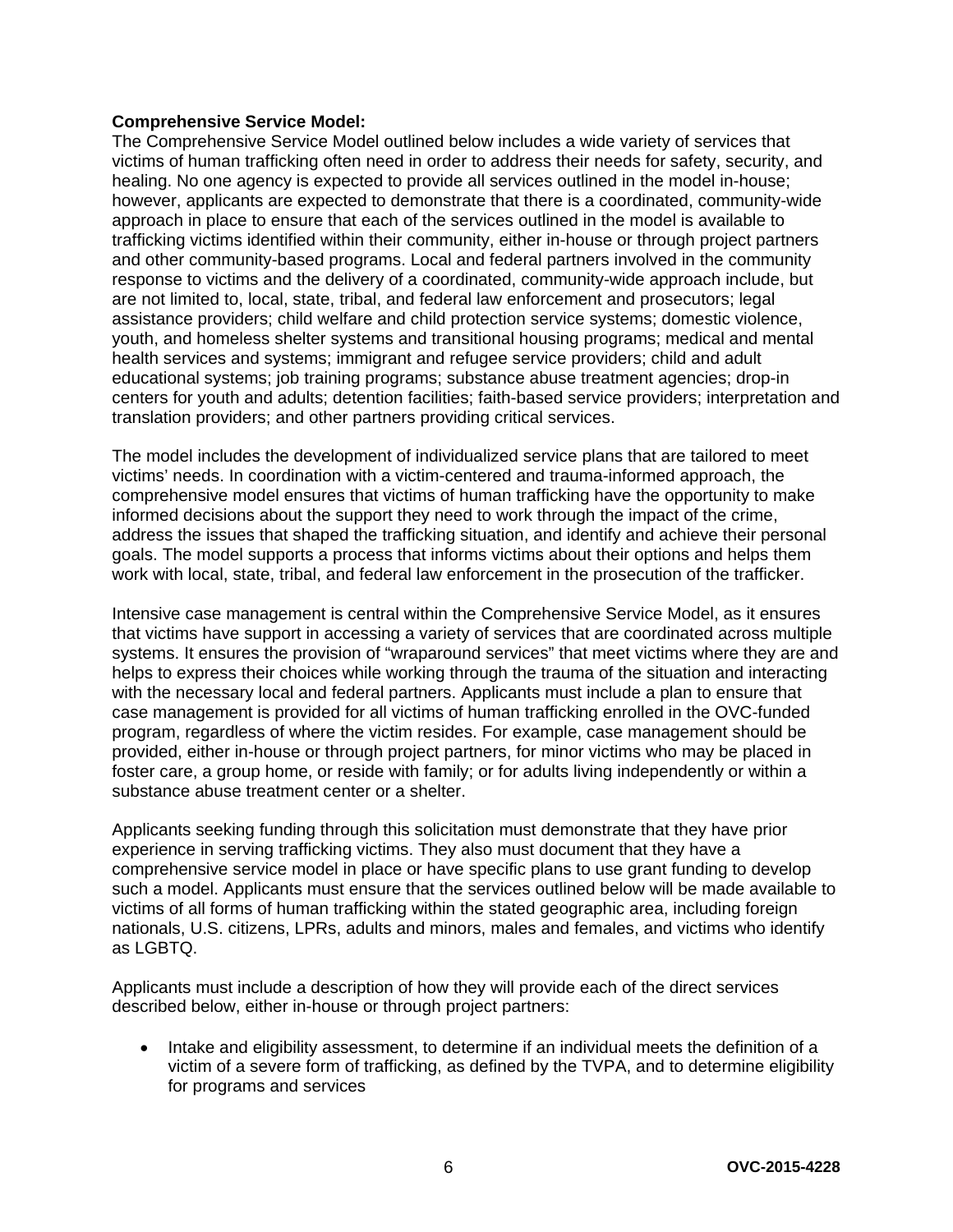**Comprehensive Service Model:**
The Comprehensive Service Model outlined below includes a wide variety of services that victims of human trafficking often need in order to address their needs for safety, security, and healing. No one agency is expected to provide all services outlined in the model in-house; however, applicants are expected to demonstrate that there is a coordinated, community-wide approach in place to ensure that each of the services outlined in the model is available to trafficking victims identified within their community, either in-house or through project partners and other community-based programs. Local and federal partners involved in the community response to victims and the delivery of a coordinated, community-wide approach include, but are not limited to, local, state, tribal, and federal law enforcement and prosecutors; legal assistance providers; child welfare and child protection service systems; domestic violence, youth, and homeless shelter systems and transitional housing programs; medical and mental health services and systems; immigrant and refugee service providers; child and adult educational systems; job training programs; substance abuse treatment agencies; drop-in centers for youth and adults; detention facilities; faith-based service providers; interpretation and translation providers; and other partners providing critical services.

The model includes the development of individualized service plans that are tailored to meet victims' needs. In coordination with a victim-centered and trauma-informed approach, the comprehensive model ensures that victims of human trafficking have the opportunity to make informed decisions about the support they need to work through the impact of the crime, address the issues that shaped the trafficking situation, and identify and achieve their personal goals. The model supports a process that informs victims about their options and helps them work with local, state, tribal, and federal law enforcement in the prosecution of the trafficker.

Intensive case management is central within the Comprehensive Service Model, as it ensures that victims have support in accessing a variety of services that are coordinated across multiple systems. It ensures the provision of "wraparound services" that meet victims where they are and helps to express their choices while working through the trauma of the situation and interacting with the necessary local and federal partners. Applicants must include a plan to ensure that case management is provided for all victims of human trafficking enrolled in the OVC-funded program, regardless of where the victim resides. For example, case management should be provided, either in-house or through project partners, for minor victims who may be placed in foster care, a group home, or reside with family; or for adults living independently or within a substance abuse treatment center or a shelter.

Applicants seeking funding through this solicitation must demonstrate that they have prior experience in serving trafficking victims. They also must document that they have a comprehensive service model in place or have specific plans to use grant funding to develop such a model. Applicants must ensure that the services outlined below will be made available to victims of all forms of human trafficking within the stated geographic area, including foreign nationals, U.S. citizens, LPRs, adults and minors, males and females, and victims who identify as LGBTQ.

Applicants must include a description of how they will provide each of the direct services described below, either in-house or through project partners:

- Intake and eligibility assessment, to determine if an individual meets the definition of a victim of a severe form of trafficking, as defined by the TVPA, and to determine eligibility for programs and services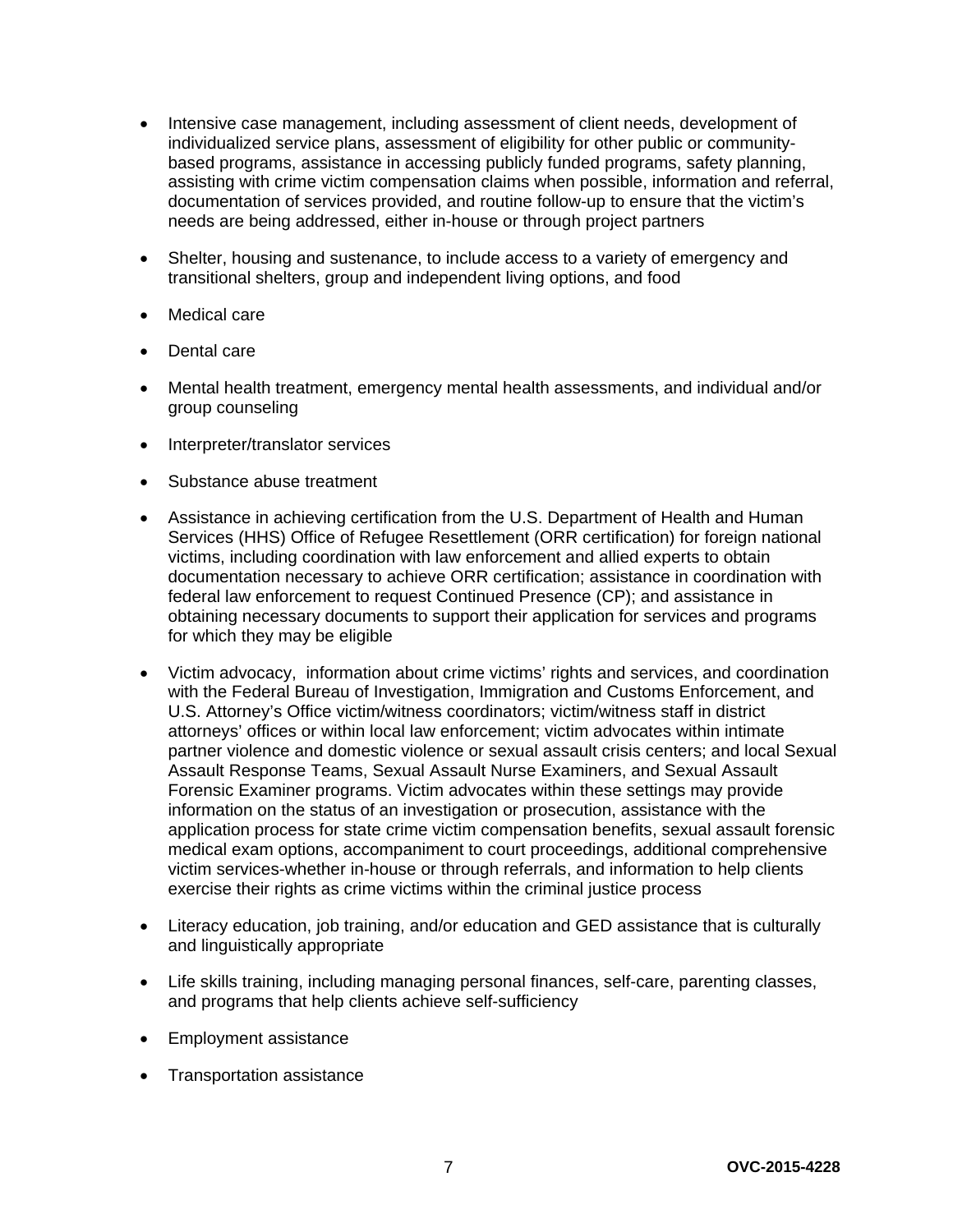- Intensive case management, including assessment of client needs, development of individualized service plans, assessment of eligibility for other public or community-based programs, assistance in accessing publicly funded programs, safety planning, assisting with crime victim compensation claims when possible, information and referral, documentation of services provided, and routine follow-up to ensure that the victim's needs are being addressed, either in-house or through project partners

- Shelter, housing and sustenance, to include access to a variety of emergency and transitional shelters, group and independent living options, and food

- Medical care

- Dental care

- Mental health treatment, emergency mental health assessments, and individual and/or group counseling

- Interpreter/translator services

- Substance abuse treatment

- Assistance in achieving certification from the U.S. Department of Health and Human Services (HHS) Office of Refugee Resettlement (ORR certification) for foreign national victims, including coordination with law enforcement and allied experts to obtain documentation necessary to achieve ORR certification; assistance in coordination with federal law enforcement to request Continued Presence (CP); and assistance in obtaining necessary documents to support their application for services and programs for which they may be eligible

- Victim advocacy, information about crime victims' rights and services, and coordination with the Federal Bureau of Investigation, Immigration and Customs Enforcement, and U.S. Attorney's Office victim/witness coordinators; victim/witness staff in district attorneys' offices or within local law enforcement; victim advocates within intimate partner violence and domestic violence or sexual assault crisis centers; and local Sexual Assault Response Teams, Sexual Assault Nurse Examiners, and Sexual Assault Forensic Examiner programs. Victim advocates within these settings may provide information on the status of an investigation or prosecution, assistance with the application process for state crime victim compensation benefits, sexual assault forensic medical exam options, accompaniment to court proceedings, additional comprehensive victim services-whether in-house or through referrals, and information to help clients exercise their rights as crime victims within the criminal justice process

- Literacy education, job training, and/or education and GED assistance that is culturally and linguistically appropriate

- Life skills training, including managing personal finances, self-care, parenting classes, and programs that help clients achieve self-sufficiency

- Employment assistance

- Transportation assistance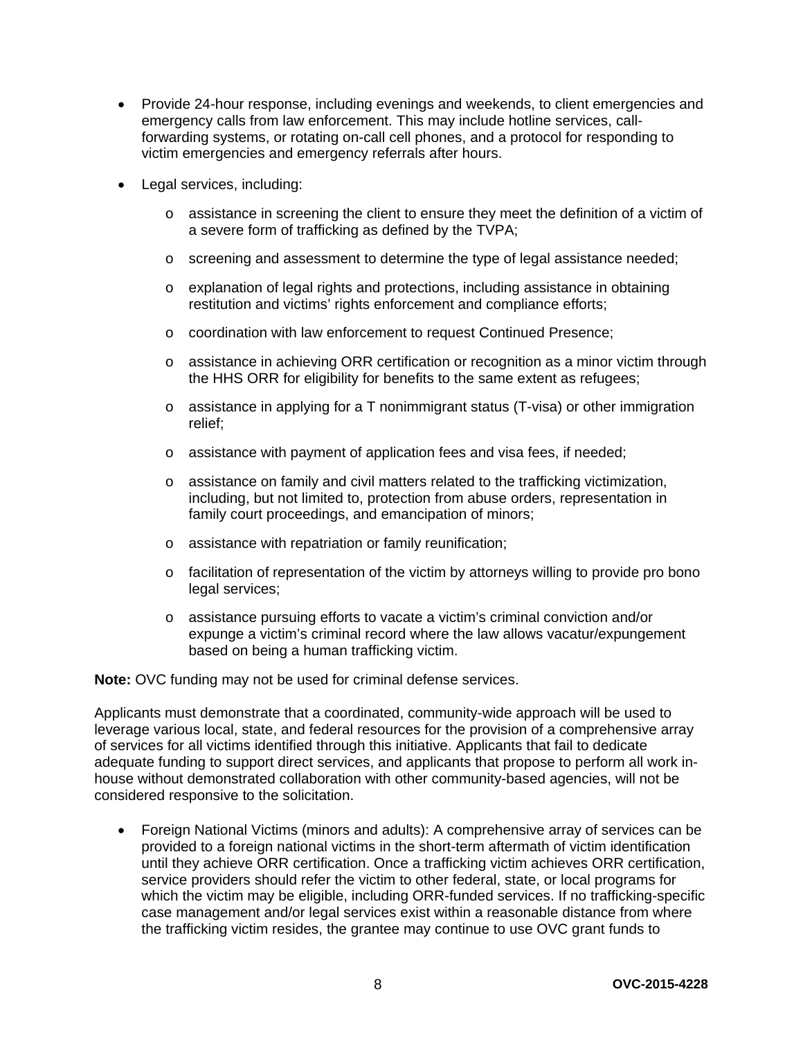- Provide 24-hour response, including evenings and weekends, to client emergencies and emergency calls from law enforcement. This may include hotline services, call-forwarding systems, or rotating on-call cell phones, and a protocol for responding to victim emergencies and emergency referrals after hours.

- Legal services, including:

  - assistance in screening the client to ensure they meet the definition of a victim of a severe form of trafficking as defined by the TVPA;

  - screening and assessment to determine the type of legal assistance needed;

  - explanation of legal rights and protections, including assistance in obtaining restitution and victims' rights enforcement and compliance efforts;

  - coordination with law enforcement to request Continued Presence;

  - assistance in achieving ORR certification or recognition as a minor victim through the HHS ORR for eligibility for benefits to the same extent as refugees;

  - assistance in applying for a T nonimmigrant status (T-visa) or other immigration relief;

  - assistance with payment of application fees and visa fees, if needed;

  - assistance on family and civil matters related to the trafficking victimization, including, but not limited to, protection from abuse orders, representation in family court proceedings, and emancipation of minors;

  - assistance with repatriation or family reunification;

  - facilitation of representation of the victim by attorneys willing to provide pro bono legal services;

  - assistance pursuing efforts to vacate a victim's criminal conviction and/or expunge a victim's criminal record where the law allows vacatur/expungement based on being a human trafficking victim.

**Note:** OVC funding may not be used for criminal defense services.

Applicants must demonstrate that a coordinated, community-wide approach will be used to leverage various local, state, and federal resources for the provision of a comprehensive array of services for all victims identified through this initiative. Applicants that fail to dedicate adequate funding to support direct services, and applicants that propose to perform all work in-house without demonstrated collaboration with other community-based agencies, will not be considered responsive to the solicitation.

- Foreign National Victims (minors and adults): A comprehensive array of services can be provided to a foreign national victims in the short-term aftermath of victim identification until they achieve ORR certification. Once a trafficking victim achieves ORR certification, service providers should refer the victim to other federal, state, or local programs for which the victim may be eligible, including ORR-funded services. If no trafficking-specific case management and/or legal services exist within a reasonable distance from where the trafficking victim resides, the grantee may continue to use OVC grant funds to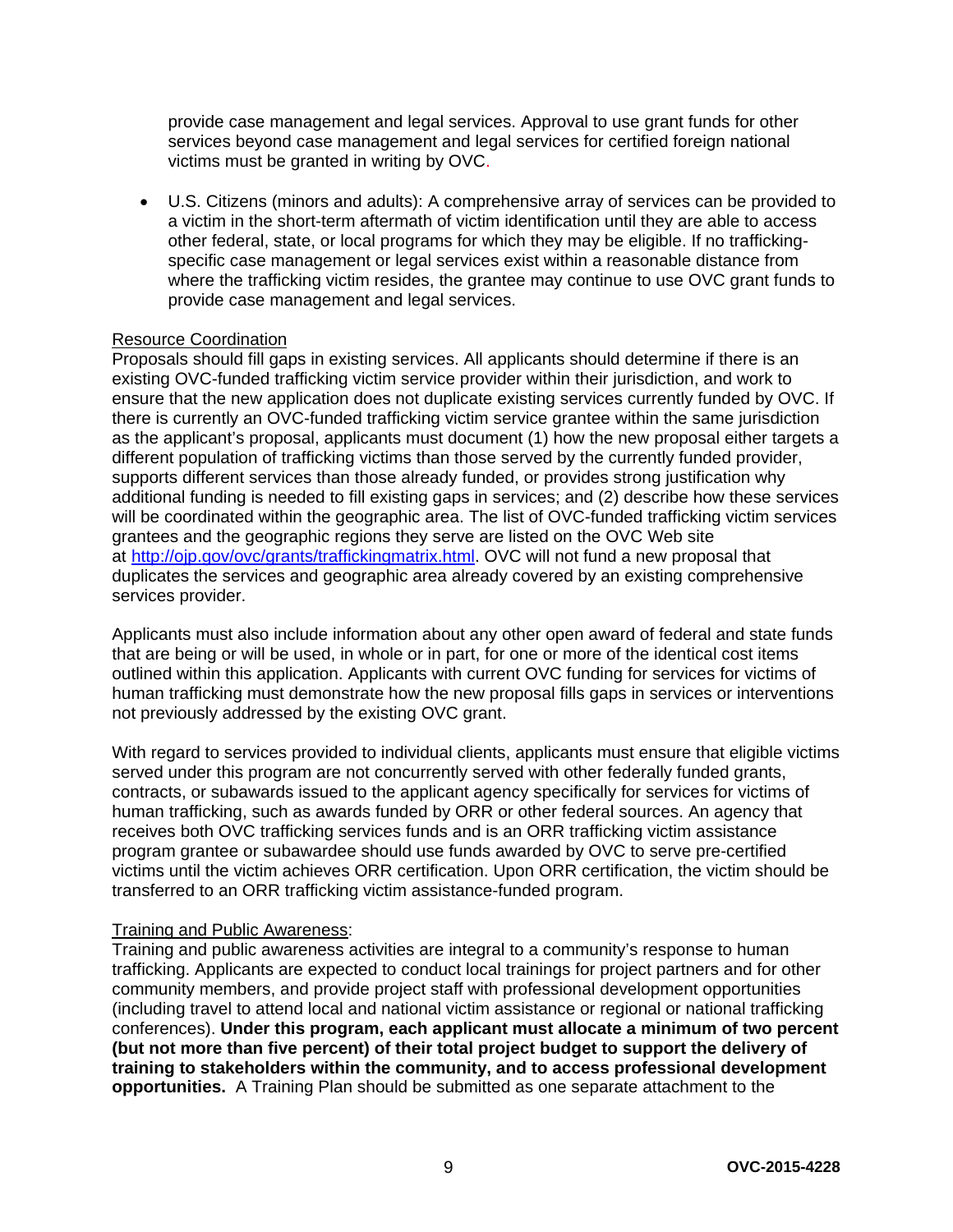provide case management and legal services. Approval to use grant funds for other services beyond case management and legal services for certified foreign national victims must be granted in writing by OVC.

- U.S. Citizens (minors and adults): A comprehensive array of services can be provided to a victim in the short-term aftermath of victim identification until they are able to access other federal, state, or local programs for which they may be eligible. If no trafficking-specific case management or legal services exist within a reasonable distance from where the trafficking victim resides, the grantee may continue to use OVC grant funds to provide case management and legal services.

Resource Coordination

Proposals should fill gaps in existing services. All applicants should determine if there is an existing OVC-funded trafficking victim service provider within their jurisdiction, and work to ensure that the new application does not duplicate existing services currently funded by OVC. If there is currently an OVC-funded trafficking victim service grantee within the same jurisdiction as the applicant's proposal, applicants must document (1) how the new proposal either targets a different population of trafficking victims than those served by the currently funded provider, supports different services than those already funded, or provides strong justification why additional funding is needed to fill existing gaps in services; and (2) describe how these services will be coordinated within the geographic area. The list of OVC-funded trafficking victim services grantees and the geographic regions they serve are listed on the OVC Web site at [http://ojp.gov/ovc/grants/traffickingmatrix.html](http://ojp.gov/ovc/grants/traffickingmatrix.html). OVC will not fund a new proposal that duplicates the services and geographic area already covered by an existing comprehensive services provider.

Applicants must also include information about any other open award of federal and state funds that are being or will be used, in whole or in part, for one or more of the identical cost items outlined within this application. Applicants with current OVC funding for services for victims of human trafficking must demonstrate how the new proposal fills gaps in services or interventions not previously addressed by the existing OVC grant.

With regard to services provided to individual clients, applicants must ensure that eligible victims served under this program are not concurrently served with other federally funded grants, contracts, or subawards issued to the applicant agency specifically for services for victims of human trafficking, such as awards funded by ORR or other federal sources. An agency that receives both OVC trafficking services funds and is an ORR trafficking victim assistance program grantee or subawardee should use funds awarded by OVC to serve pre-certified victims until the victim achieves ORR certification. Upon ORR certification, the victim should be transferred to an ORR trafficking victim assistance-funded program.

Training and Public Awareness:

Training and public awareness activities are integral to a community's response to human trafficking. Applicants are expected to conduct local trainings for project partners and for other community members, and provide project staff with professional development opportunities (including travel to attend local and national victim assistance or regional or national trafficking conferences). **Under this program, each applicant must allocate a minimum of two percent (but not more than five percent) of their total project budget to support the delivery of training to stakeholders within the community, and to access professional development opportunities.** A Training Plan should be submitted as one separate attachment to the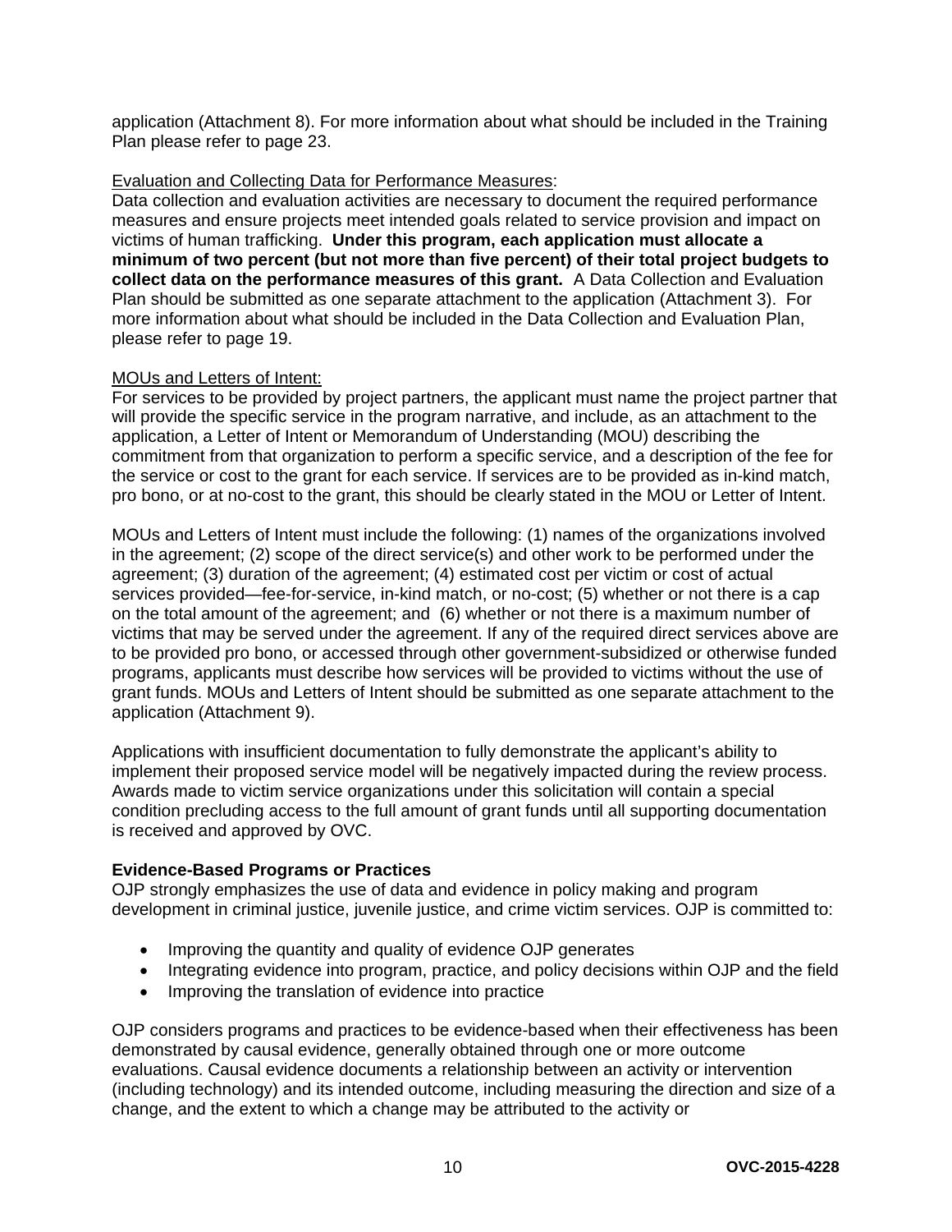application (Attachment 8). For more information about what should be included in the Training Plan please refer to page 23.

Evaluation and Collecting Data for Performance Measures:
Data collection and evaluation activities are necessary to document the required performance measures and ensure projects meet intended goals related to service provision and impact on victims of human trafficking. **Under this program, each application must allocate a minimum of two percent (but not more than five percent) of their total project budgets to collect data on the performance measures of this grant.** A Data Collection and Evaluation Plan should be submitted as one separate attachment to the application (Attachment 3). For more information about what should be included in the Data Collection and Evaluation Plan, please refer to page 19.

MOUs and Letters of Intent:
For services to be provided by project partners, the applicant must name the project partner that will provide the specific service in the program narrative, and include, as an attachment to the application, a Letter of Intent or Memorandum of Understanding (MOU) describing the commitment from that organization to perform a specific service, and a description of the fee for the service or cost to the grant for each service. If services are to be provided as in-kind match, pro bono, or at no-cost to the grant, this should be clearly stated in the MOU or Letter of Intent.

MOUs and Letters of Intent must include the following: (1) names of the organizations involved in the agreement; (2) scope of the direct service(s) and other work to be performed under the agreement; (3) duration of the agreement; (4) estimated cost per victim or cost of actual services provided—fee-for-service, in-kind match, or no-cost; (5) whether or not there is a cap on the total amount of the agreement; and (6) whether or not there is a maximum number of victims that may be served under the agreement. If any of the required direct services above are to be provided pro bono, or accessed through other government-subsidized or otherwise funded programs, applicants must describe how services will be provided to victims without the use of grant funds. MOUs and Letters of Intent should be submitted as one separate attachment to the application (Attachment 9).

Applications with insufficient documentation to fully demonstrate the applicant's ability to implement their proposed service model will be negatively impacted during the review process. Awards made to victim service organizations under this solicitation will contain a special condition precluding access to the full amount of grant funds until all supporting documentation is received and approved by OVC.

**Evidence-Based Programs or Practices**
OJP strongly emphasizes the use of data and evidence in policy making and program development in criminal justice, juvenile justice, and crime victim services. OJP is committed to:

- Improving the quantity and quality of evidence OJP generates
- Integrating evidence into program, practice, and policy decisions within OJP and the field
- Improving the translation of evidence into practice

OJP considers programs and practices to be evidence-based when their effectiveness has been demonstrated by causal evidence, generally obtained through one or more outcome evaluations. Causal evidence documents a relationship between an activity or intervention (including technology) and its intended outcome, including measuring the direction and size of a change, and the extent to which a change may be attributed to the activity or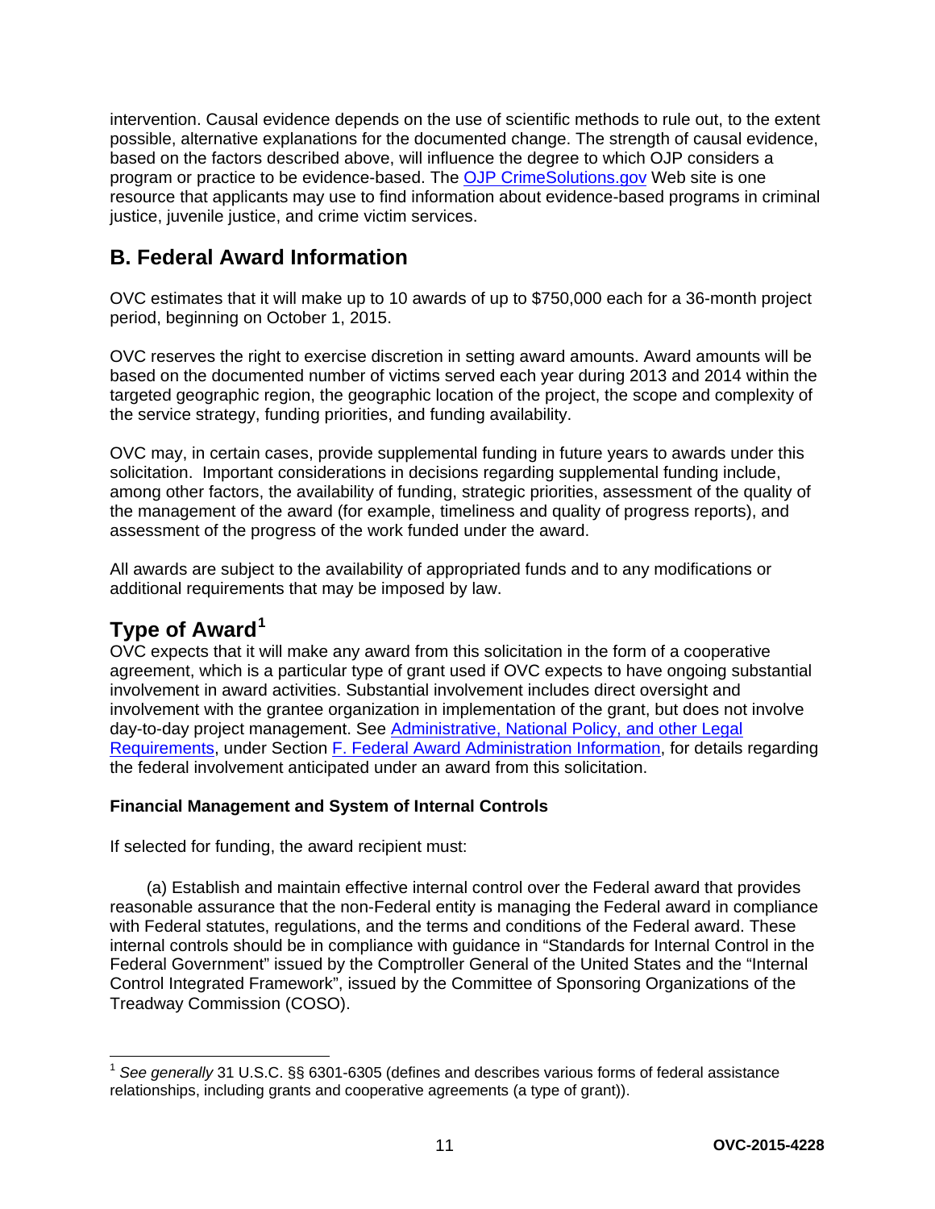intervention. Causal evidence depends on the use of scientific methods to rule out, to the extent possible, alternative explanations for the documented change. The strength of causal evidence, based on the factors described above, will influence the degree to which OJP considers a program or practice to be evidence-based. The [OJP CrimeSolutions.gov](http://www.crimesolutions.gov/) Web site is one resource that applicants may use to find information about evidence-based programs in criminal justice, juvenile justice, and crime victim services.

## B. Federal Award Information

OVC estimates that it will make up to 10 awards of up to $750,000 each for a 36-month project period, beginning on October 1, 2015.

OVC reserves the right to exercise discretion in setting award amounts. Award amounts will be based on the documented number of victims served each year during 2013 and 2014 within the targeted geographic region, the geographic location of the project, the scope and complexity of the service strategy, funding priorities, and funding availability.

OVC may, in certain cases, provide supplemental funding in future years to awards under this solicitation. Important considerations in decisions regarding supplemental funding include, among other factors, the availability of funding, strategic priorities, assessment of the quality of the management of the award (for example, timeliness and quality of progress reports), and assessment of the progress of the work funded under the award.

All awards are subject to the availability of appropriated funds and to any modifications or additional requirements that may be imposed by law.

## Type of Award[1]

OVC expects that it will make any award from this solicitation in the form of a cooperative agreement, which is a particular type of grant used if OVC expects to have ongoing substantial involvement in award activities. Substantial involvement includes direct oversight and involvement with the grantee organization in implementation of the grant, but does not involve day-to-day project management. See Administrative, National Policy, and other Legal Requirements, under Section F. Federal Award Administration Information, for details regarding the federal involvement anticipated under an award from this solicitation.

**Financial Management and System of Internal Controls**

If selected for funding, the award recipient must:

(a) Establish and maintain effective internal control over the Federal award that provides reasonable assurance that the non-Federal entity is managing the Federal award in compliance with Federal statutes, regulations, and the terms and conditions of the Federal award. These internal controls should be in compliance with guidance in "Standards for Internal Control in the Federal Government" issued by the Comptroller General of the United States and the "Internal Control Integrated Framework", issued by the Committee of Sponsoring Organizations of the Treadway Commission (COSO).

---

[1] *See generally* 31 U.S.C. §§ 6301-6305 (defines and describes various forms of federal assistance relationships, including grants and cooperative agreements (a type of grant)).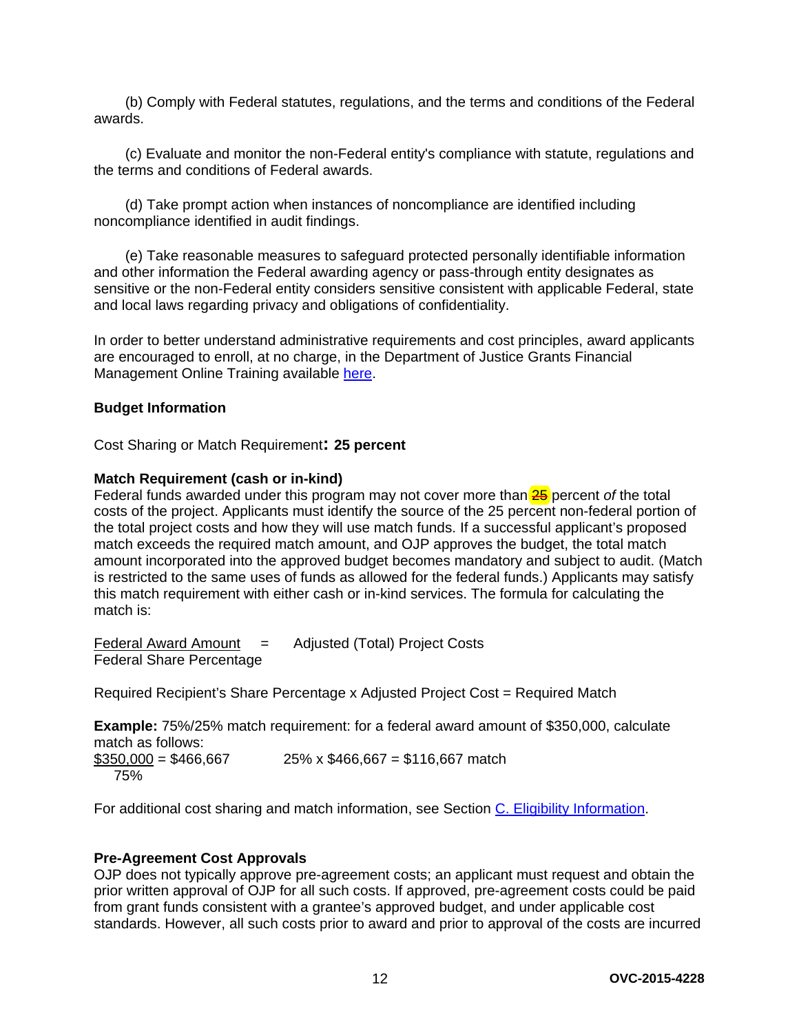(b) Comply with Federal statutes, regulations, and the terms and conditions of the Federal awards.

(c) Evaluate and monitor the non-Federal entity's compliance with statute, regulations and the terms and conditions of Federal awards.

(d) Take prompt action when instances of noncompliance are identified including noncompliance identified in audit findings.

(e) Take reasonable measures to safeguard protected personally identifiable information and other information the Federal awarding agency or pass-through entity designates as sensitive or the non-Federal entity considers sensitive consistent with applicable Federal, state and local laws regarding privacy and obligations of confidentiality.

In order to better understand administrative requirements and cost principles, award applicants are encouraged to enroll, at no charge, in the Department of Justice Grants Financial Management Online Training available here.

**Budget Information**

Cost Sharing or Match Requirement**:** **25 percent**

**Match Requirement (cash or in-kind)**
Federal funds awarded under this program may not cover more than ~~25~~ percent *of* the total costs of the project. Applicants must identify the source of the 25 percent non-federal portion of the total project costs and how they will use match funds. If a successful applicant's proposed match exceeds the required match amount, and OJP approves the budget, the total match amount incorporated into the approved budget becomes mandatory and subject to audit. (Match is restricted to the same uses of funds as allowed for the federal funds.) Applicants may satisfy this match requirement with either cash or in-kind services. The formula for calculating the match is:

$$\frac{\text{Federal Award Amount}}{\text{Federal Share Percentage}} = \text{Adjusted (Total) Project Costs}$$

Required Recipient's Share Percentage x Adjusted Project Cost = Required Match

**Example:** 75%/25% match requirement: for a federal award amount of $350,000, calculate match as follows:

$$\frac{\$350{,}000}{75\%} = \$466{,}667 \qquad 25\% \times \$466{,}667 = \$116{,}667 \text{ match}$$

For additional cost sharing and match information, see Section C. Eligibility Information.

**Pre-Agreement Cost Approvals**
OJP does not typically approve pre-agreement costs; an applicant must request and obtain the prior written approval of OJP for all such costs. If approved, pre-agreement costs could be paid from grant funds consistent with a grantee's approved budget, and under applicable cost standards. However, all such costs prior to award and prior to approval of the costs are incurred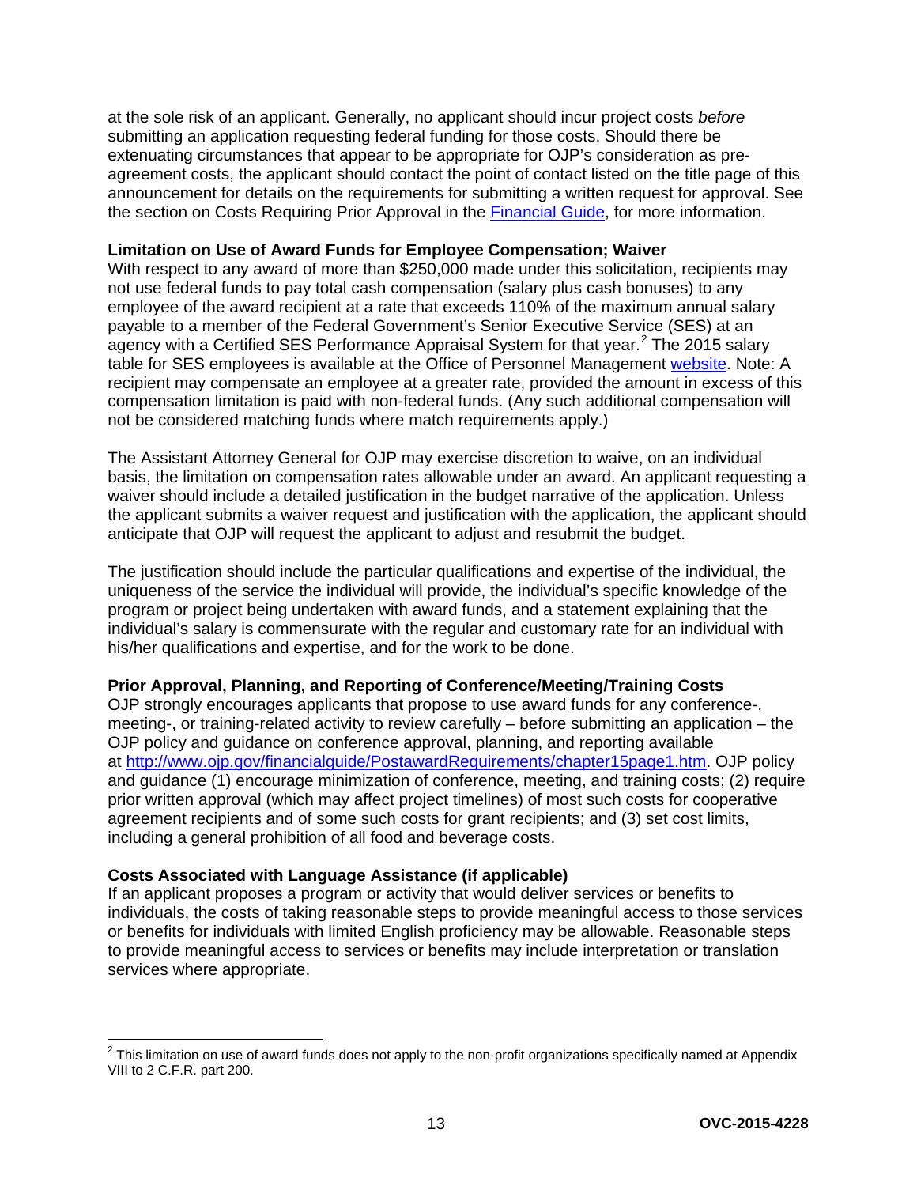at the sole risk of an applicant. Generally, no applicant should incur project costs *before* submitting an application requesting federal funding for those costs. Should there be extenuating circumstances that appear to be appropriate for OJP's consideration as pre-agreement costs, the applicant should contact the point of contact listed on the title page of this announcement for details on the requirements for submitting a written request for approval. See the section on Costs Requiring Prior Approval in the [Financial Guide](), for more information.

**Limitation on Use of Award Funds for Employee Compensation; Waiver**

With respect to any award of more than $250,000 made under this solicitation, recipients may not use federal funds to pay total cash compensation (salary plus cash bonuses) to any employee of the award recipient at a rate that exceeds 110% of the maximum annual salary payable to a member of the Federal Government's Senior Executive Service (SES) at an agency with a Certified SES Performance Appraisal System for that year.[2] The 2015 salary table for SES employees is available at the Office of Personnel Management [website](). Note: A recipient may compensate an employee at a greater rate, provided the amount in excess of this compensation limitation is paid with non-federal funds. (Any such additional compensation will not be considered matching funds where match requirements apply.)

The Assistant Attorney General for OJP may exercise discretion to waive, on an individual basis, the limitation on compensation rates allowable under an award. An applicant requesting a waiver should include a detailed justification in the budget narrative of the application. Unless the applicant submits a waiver request and justification with the application, the applicant should anticipate that OJP will request the applicant to adjust and resubmit the budget.

The justification should include the particular qualifications and expertise of the individual, the uniqueness of the service the individual will provide, the individual's specific knowledge of the program or project being undertaken with award funds, and a statement explaining that the individual's salary is commensurate with the regular and customary rate for an individual with his/her qualifications and expertise, and for the work to be done.

**Prior Approval, Planning, and Reporting of Conference/Meeting/Training Costs**

OJP strongly encourages applicants that propose to use award funds for any conference-, meeting-, or training-related activity to review carefully – before submitting an application – the OJP policy and guidance on conference approval, planning, and reporting available at [http://www.ojp.gov/financialguide/PostawardRequirements/chapter15page1.htm](http://www.ojp.gov/financialguide/PostawardRequirements/chapter15page1.htm). OJP policy and guidance (1) encourage minimization of conference, meeting, and training costs; (2) require prior written approval (which may affect project timelines) of most such costs for cooperative agreement recipients and of some such costs for grant recipients; and (3) set cost limits, including a general prohibition of all food and beverage costs.

**Costs Associated with Language Assistance (if applicable)**

If an applicant proposes a program or activity that would deliver services or benefits to individuals, the costs of taking reasonable steps to provide meaningful access to those services or benefits for individuals with limited English proficiency may be allowable. Reasonable steps to provide meaningful access to services or benefits may include interpretation or translation services where appropriate.

---

[2] This limitation on use of award funds does not apply to the non-profit organizations specifically named at Appendix VIII to 2 C.F.R. part 200.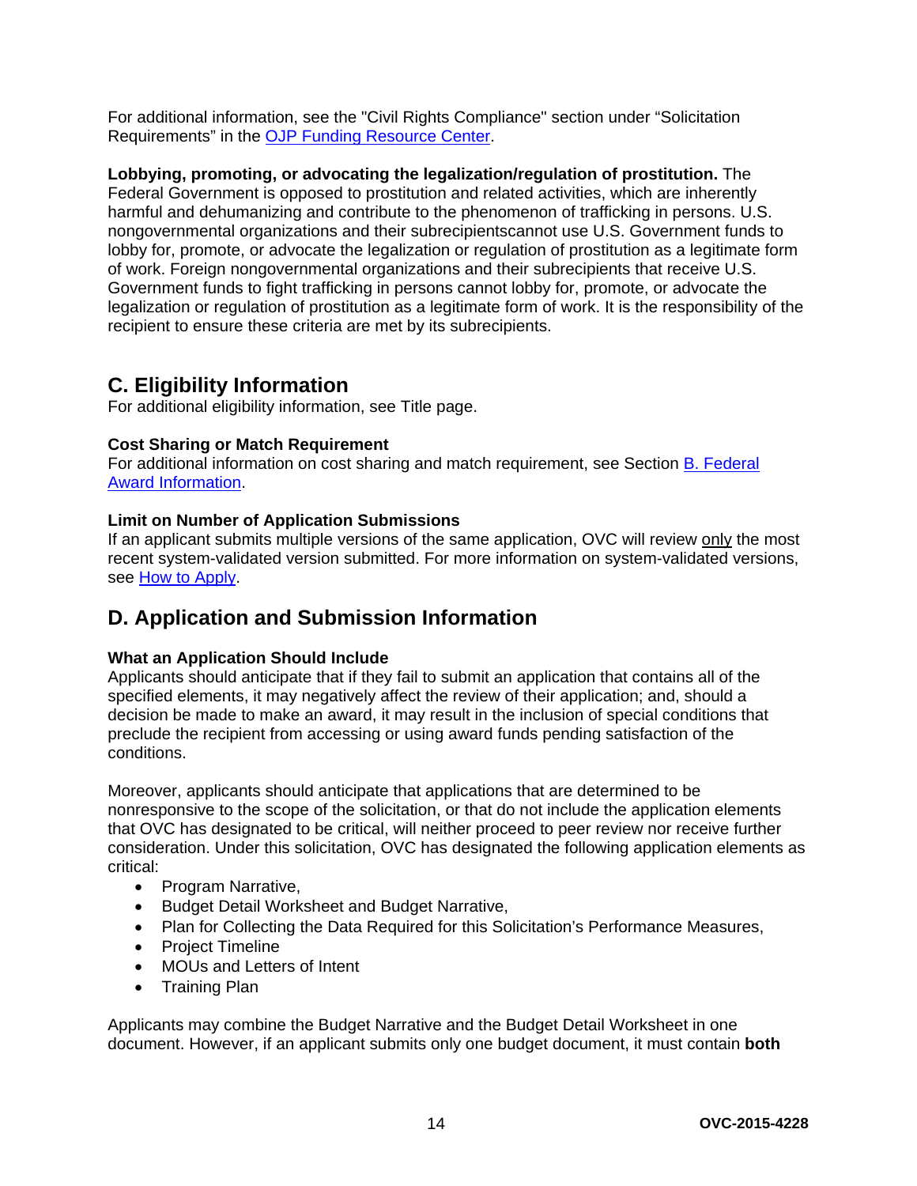For additional information, see the "Civil Rights Compliance" section under "Solicitation Requirements" in the [OJP Funding Resource Center](#).

**Lobbying, promoting, or advocating the legalization/regulation of prostitution.** The Federal Government is opposed to prostitution and related activities, which are inherently harmful and dehumanizing and contribute to the phenomenon of trafficking in persons. U.S. nongovernmental organizations and their subrecipientscannot use U.S. Government funds to lobby for, promote, or advocate the legalization or regulation of prostitution as a legitimate form of work. Foreign nongovernmental organizations and their subrecipients that receive U.S. Government funds to fight trafficking in persons cannot lobby for, promote, or advocate the legalization or regulation of prostitution as a legitimate form of work. It is the responsibility of the recipient to ensure these criteria are met by its subrecipients.

## C. Eligibility Information

For additional eligibility information, see Title page.

### Cost Sharing or Match Requirement

For additional information on cost sharing and match requirement, see Section [B. Federal Award Information](#).

### Limit on Number of Application Submissions

If an applicant submits multiple versions of the same application, OVC will review only the most recent system-validated version submitted. For more information on system-validated versions, see [How to Apply](#).

## D. Application and Submission Information

### What an Application Should Include

Applicants should anticipate that if they fail to submit an application that contains all of the specified elements, it may negatively affect the review of their application; and, should a decision be made to make an award, it may result in the inclusion of special conditions that preclude the recipient from accessing or using award funds pending satisfaction of the conditions.

Moreover, applicants should anticipate that applications that are determined to be nonresponsive to the scope of the solicitation, or that do not include the application elements that OVC has designated to be critical, will neither proceed to peer review nor receive further consideration. Under this solicitation, OVC has designated the following application elements as critical:

- Program Narrative,
- Budget Detail Worksheet and Budget Narrative,
- Plan for Collecting the Data Required for this Solicitation's Performance Measures,
- Project Timeline
- MOUs and Letters of Intent
- Training Plan

Applicants may combine the Budget Narrative and the Budget Detail Worksheet in one document. However, if an applicant submits only one budget document, it must contain **both**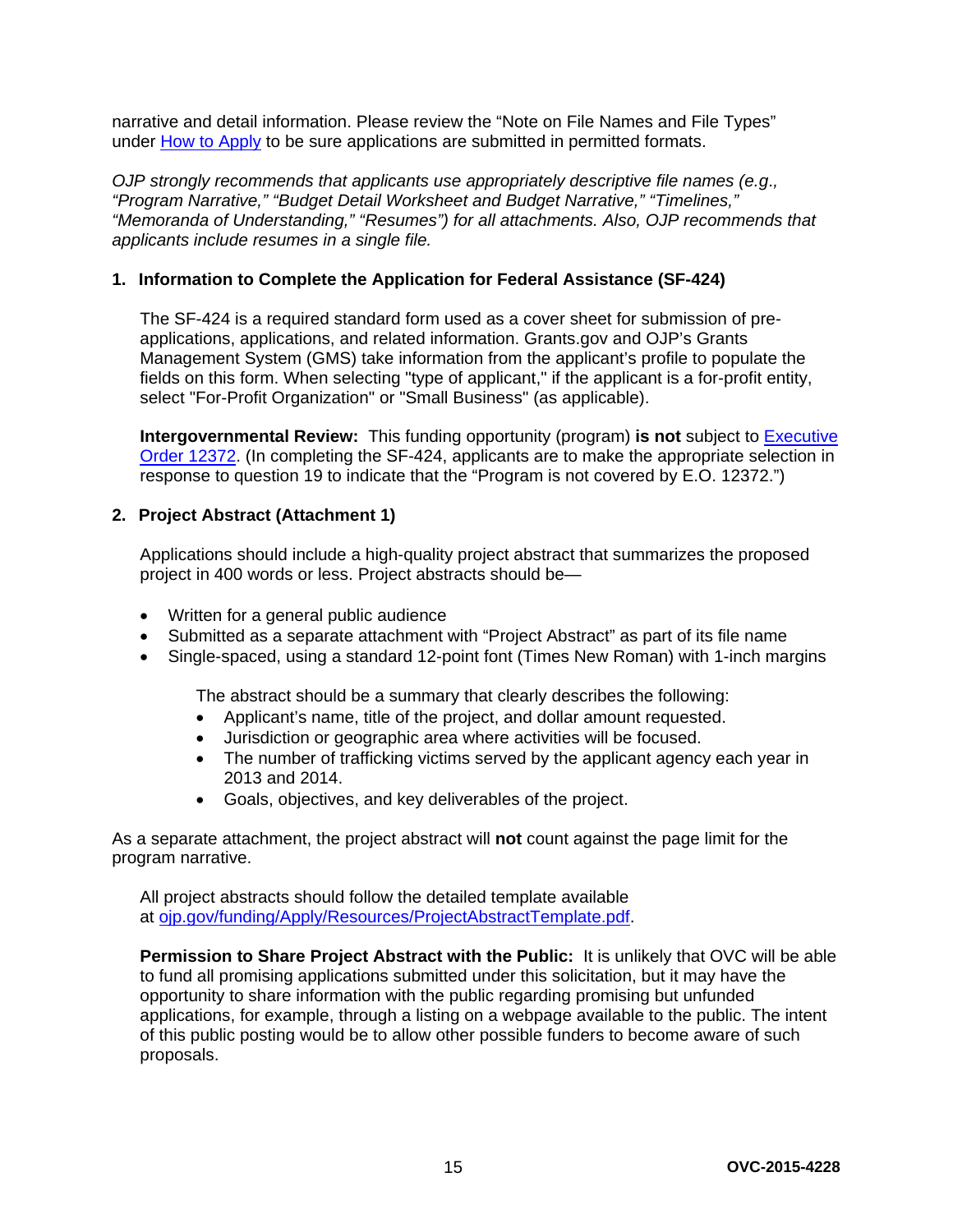narrative and detail information. Please review the “Note on File Names and File Types” under [How to Apply](#) to be sure applications are submitted in permitted formats.

*OJP strongly recommends that applicants use appropriately descriptive file names (e.g., “Program Narrative,” “Budget Detail Worksheet and Budget Narrative,” “Timelines,” “Memoranda of Understanding,” “Resumes”) for all attachments. Also, OJP recommends that applicants include resumes in a single file.*

**1. Information to Complete the Application for Federal Assistance (SF-424)**

The SF-424 is a required standard form used as a cover sheet for submission of pre-applications, applications, and related information. Grants.gov and OJP’s Grants Management System (GMS) take information from the applicant’s profile to populate the fields on this form. When selecting "type of applicant," if the applicant is a for-profit entity, select "For-Profit Organization" or "Small Business" (as applicable).

**Intergovernmental Review:** This funding opportunity (program) **is not** subject to [Executive Order 12372](#). (In completing the SF-424, applicants are to make the appropriate selection in response to question 19 to indicate that the “Program is not covered by E.O. 12372.”)

**2. Project Abstract (Attachment 1)**

Applications should include a high-quality project abstract that summarizes the proposed project in 400 words or less. Project abstracts should be—

- Written for a general public audience
- Submitted as a separate attachment with “Project Abstract” as part of its file name
- Single-spaced, using a standard 12-point font (Times New Roman) with 1-inch margins

The abstract should be a summary that clearly describes the following:

- Applicant’s name, title of the project, and dollar amount requested.
- Jurisdiction or geographic area where activities will be focused.
- The number of trafficking victims served by the applicant agency each year in 2013 and 2014.
- Goals, objectives, and key deliverables of the project.

As a separate attachment, the project abstract will **not** count against the page limit for the program narrative.

All project abstracts should follow the detailed template available at [ojp.gov/funding/Apply/Resources/ProjectAbstractTemplate.pdf](#).

**Permission to Share Project Abstract with the Public:** It is unlikely that OVC will be able to fund all promising applications submitted under this solicitation, but it may have the opportunity to share information with the public regarding promising but unfunded applications, for example, through a listing on a webpage available to the public. The intent of this public posting would be to allow other possible funders to become aware of such proposals.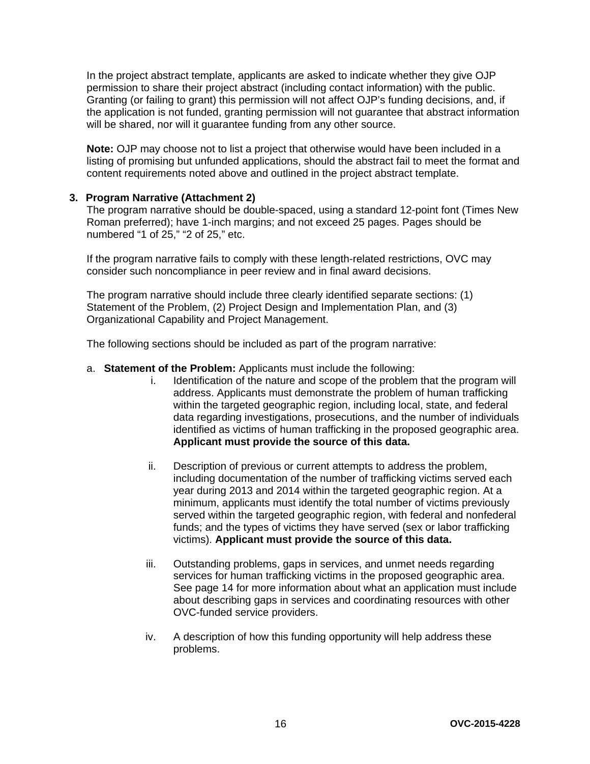In the project abstract template, applicants are asked to indicate whether they give OJP permission to share their project abstract (including contact information) with the public. Granting (or failing to grant) this permission will not affect OJP's funding decisions, and, if the application is not funded, granting permission will not guarantee that abstract information will be shared, nor will it guarantee funding from any other source.

**Note:** OJP may choose not to list a project that otherwise would have been included in a listing of promising but unfunded applications, should the abstract fail to meet the format and content requirements noted above and outlined in the project abstract template.

**3. Program Narrative (Attachment 2)**

The program narrative should be double-spaced, using a standard 12-point font (Times New Roman preferred); have 1-inch margins; and not exceed 25 pages. Pages should be numbered "1 of 25," "2 of 25," etc.

If the program narrative fails to comply with these length-related restrictions, OVC may consider such noncompliance in peer review and in final award decisions.

The program narrative should include three clearly identified separate sections: (1) Statement of the Problem, (2) Project Design and Implementation Plan, and (3) Organizational Capability and Project Management.

The following sections should be included as part of the program narrative:

a. **Statement of the Problem:** Applicants must include the following:

   i. Identification of the nature and scope of the problem that the program will address. Applicants must demonstrate the problem of human trafficking within the targeted geographic region, including local, state, and federal data regarding investigations, prosecutions, and the number of individuals identified as victims of human trafficking in the proposed geographic area. **Applicant must provide the source of this data.**

   ii. Description of previous or current attempts to address the problem, including documentation of the number of trafficking victims served each year during 2013 and 2014 within the targeted geographic region. At a minimum, applicants must identify the total number of victims previously served within the targeted geographic region, with federal and nonfederal funds; and the types of victims they have served (sex or labor trafficking victims). **Applicant must provide the source of this data.**

   iii. Outstanding problems, gaps in services, and unmet needs regarding services for human trafficking victims in the proposed geographic area. See page 14 for more information about what an application must include about describing gaps in services and coordinating resources with other OVC-funded service providers.

   iv. A description of how this funding opportunity will help address these problems.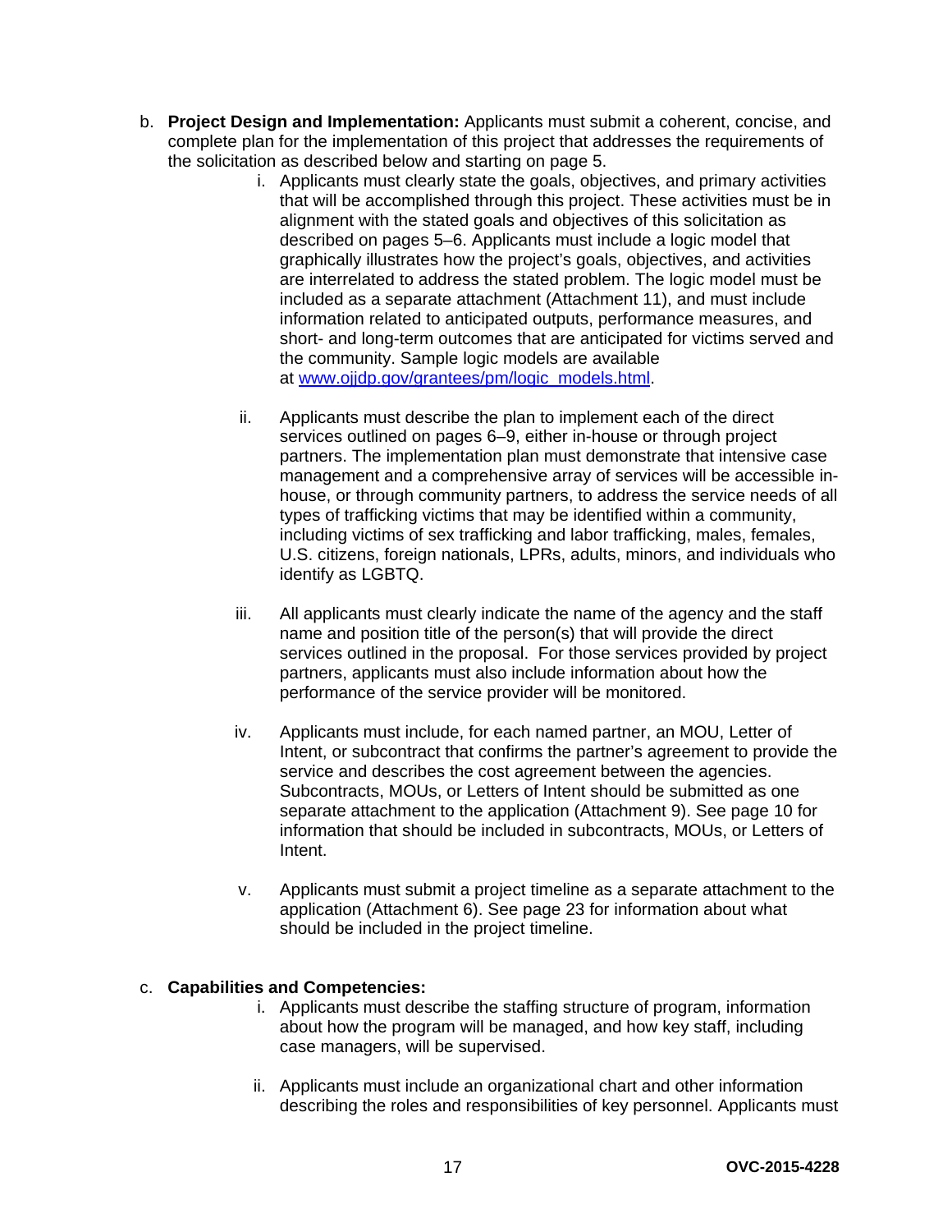b. **Project Design and Implementation:** Applicants must submit a coherent, concise, and complete plan for the implementation of this project that addresses the requirements of the solicitation as described below and starting on page 5.

   i. Applicants must clearly state the goals, objectives, and primary activities that will be accomplished through this project. These activities must be in alignment with the stated goals and objectives of this solicitation as described on pages 5–6. Applicants must include a logic model that graphically illustrates how the project's goals, objectives, and activities are interrelated to address the stated problem. The logic model must be included as a separate attachment (Attachment 11), and must include information related to anticipated outputs, performance measures, and short- and long-term outcomes that are anticipated for victims served and the community. Sample logic models are available at [www.ojjdp.gov/grantees/pm/logic_models.html](www.ojjdp.gov/grantees/pm/logic_models.html).

   ii. Applicants must describe the plan to implement each of the direct services outlined on pages 6–9, either in-house or through project partners. The implementation plan must demonstrate that intensive case management and a comprehensive array of services will be accessible in-house, or through community partners, to address the service needs of all types of trafficking victims that may be identified within a community, including victims of sex trafficking and labor trafficking, males, females, U.S. citizens, foreign nationals, LPRs, adults, minors, and individuals who identify as LGBTQ.

   iii. All applicants must clearly indicate the name of the agency and the staff name and position title of the person(s) that will provide the direct services outlined in the proposal. For those services provided by project partners, applicants must also include information about how the performance of the service provider will be monitored.

   iv. Applicants must include, for each named partner, an MOU, Letter of Intent, or subcontract that confirms the partner's agreement to provide the service and describes the cost agreement between the agencies. Subcontracts, MOUs, or Letters of Intent should be submitted as one separate attachment to the application (Attachment 9). See page 10 for information that should be included in subcontracts, MOUs, or Letters of Intent.

   v. Applicants must submit a project timeline as a separate attachment to the application (Attachment 6). See page 23 for information about what should be included in the project timeline.

c. **Capabilities and Competencies:**

   i. Applicants must describe the staffing structure of program, information about how the program will be managed, and how key staff, including case managers, will be supervised.

   ii. Applicants must include an organizational chart and other information describing the roles and responsibilities of key personnel. Applicants must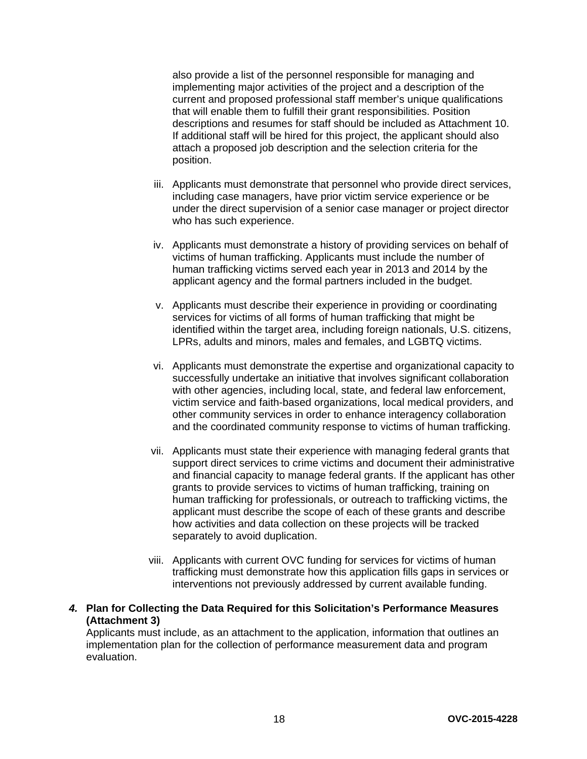also provide a list of the personnel responsible for managing and implementing major activities of the project and a description of the current and proposed professional staff member's unique qualifications that will enable them to fulfill their grant responsibilities. Position descriptions and resumes for staff should be included as Attachment 10. If additional staff will be hired for this project, the applicant should also attach a proposed job description and the selection criteria for the position.

iii. Applicants must demonstrate that personnel who provide direct services, including case managers, have prior victim service experience or be under the direct supervision of a senior case manager or project director who has such experience.

iv. Applicants must demonstrate a history of providing services on behalf of victims of human trafficking. Applicants must include the number of human trafficking victims served each year in 2013 and 2014 by the applicant agency and the formal partners included in the budget.

v. Applicants must describe their experience in providing or coordinating services for victims of all forms of human trafficking that might be identified within the target area, including foreign nationals, U.S. citizens, LPRs, adults and minors, males and females, and LGBTQ victims.

vi. Applicants must demonstrate the expertise and organizational capacity to successfully undertake an initiative that involves significant collaboration with other agencies, including local, state, and federal law enforcement, victim service and faith-based organizations, local medical providers, and other community services in order to enhance interagency collaboration and the coordinated community response to victims of human trafficking.

vii. Applicants must state their experience with managing federal grants that support direct services to crime victims and document their administrative and financial capacity to manage federal grants. If the applicant has other grants to provide services to victims of human trafficking, training on human trafficking for professionals, or outreach to trafficking victims, the applicant must describe the scope of each of these grants and describe how activities and data collection on these projects will be tracked separately to avoid duplication.

viii. Applicants with current OVC funding for services for victims of human trafficking must demonstrate how this application fills gaps in services or interventions not previously addressed by current available funding.

***4.*** **Plan for Collecting the Data Required for this Solicitation's Performance Measures (Attachment 3)**

Applicants must include, as an attachment to the application, information that outlines an implementation plan for the collection of performance measurement data and program evaluation.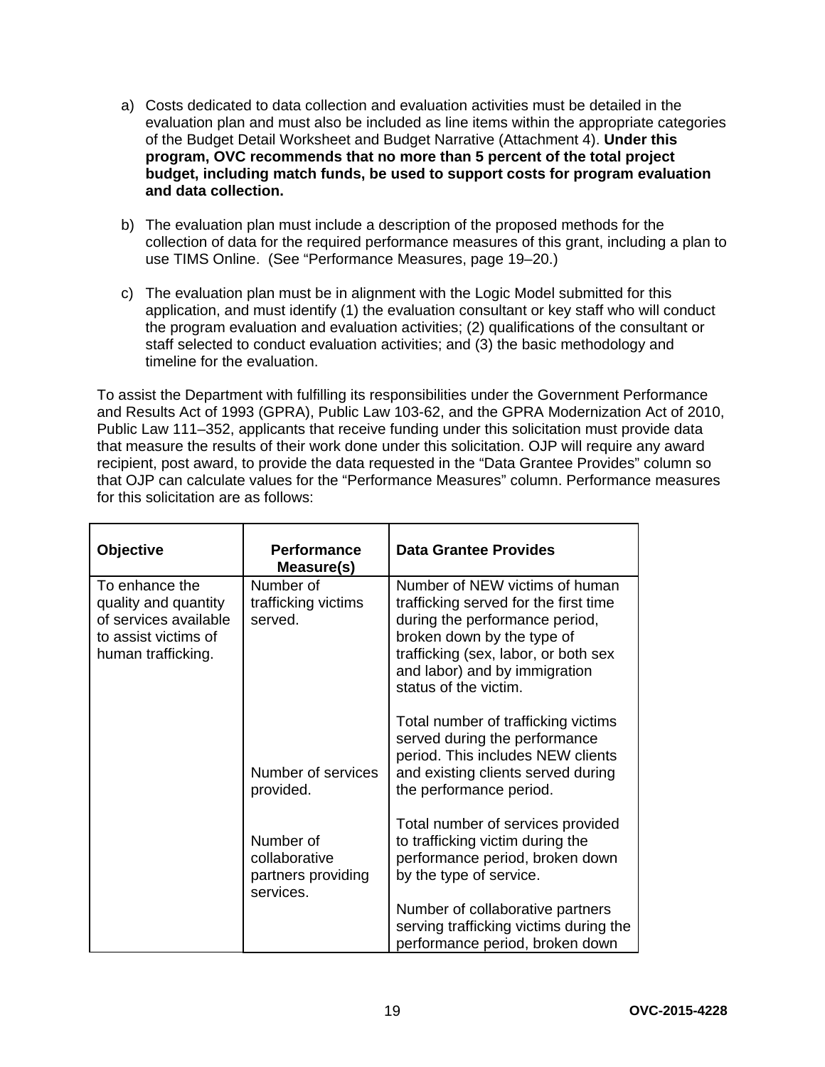a) Costs dedicated to data collection and evaluation activities must be detailed in the evaluation plan and must also be included as line items within the appropriate categories of the Budget Detail Worksheet and Budget Narrative (Attachment 4). **Under this program, OVC recommends that no more than 5 percent of the total project budget, including match funds, be used to support costs for program evaluation and data collection.**

b) The evaluation plan must include a description of the proposed methods for the collection of data for the required performance measures of this grant, including a plan to use TIMS Online. (See "Performance Measures, page 19–20.)

c) The evaluation plan must be in alignment with the Logic Model submitted for this application, and must identify (1) the evaluation consultant or key staff who will conduct the program evaluation and evaluation activities; (2) qualifications of the consultant or staff selected to conduct evaluation activities; and (3) the basic methodology and timeline for the evaluation.

To assist the Department with fulfilling its responsibilities under the Government Performance and Results Act of 1993 (GPRA), Public Law 103-62, and the GPRA Modernization Act of 2010, Public Law 111–352, applicants that receive funding under this solicitation must provide data that measure the results of their work done under this solicitation. OJP will require any award recipient, post award, to provide the data requested in the "Data Grantee Provides" column so that OJP can calculate values for the "Performance Measures" column. Performance measures for this solicitation are as follows:

| Objective | Performance Measure(s) | Data Grantee Provides |
|---|---|---|
| To enhance the quality and quantity of services available to assist victims of human trafficking. | Number of trafficking victims served. | Number of NEW victims of human trafficking served for the first time during the performance period, broken down by the type of trafficking (sex, labor, or both sex and labor) and by immigration status of the victim.<br><br>Total number of trafficking victims served during the performance period. This includes NEW clients and existing clients served during the performance period. |
| | Number of services provided. | Total number of services provided to trafficking victim during the performance period, broken down by the type of service. |
| | Number of collaborative partners providing services. | Number of collaborative partners serving trafficking victims during the performance period, broken down |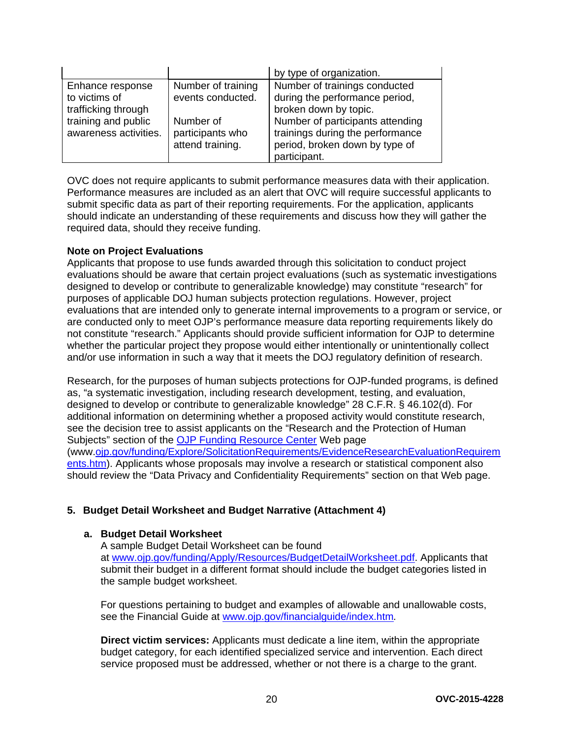| | | |
|---|---|---|
| | | by type of organization. |
| Enhance response to victims of trafficking through training and public awareness activities. | Number of training events conducted.<br><br>Number of participants who attend training. | Number of trainings conducted during the performance period, broken down by topic.<br>Number of participants attending trainings during the performance period, broken down by type of participant. |

OVC does not require applicants to submit performance measures data with their application. Performance measures are included as an alert that OVC will require successful applicants to submit specific data as part of their reporting requirements. For the application, applicants should indicate an understanding of these requirements and discuss how they will gather the required data, should they receive funding.

**Note on Project Evaluations**
Applicants that propose to use funds awarded through this solicitation to conduct project evaluations should be aware that certain project evaluations (such as systematic investigations designed to develop or contribute to generalizable knowledge) may constitute "research" for purposes of applicable DOJ human subjects protection regulations. However, project evaluations that are intended only to generate internal improvements to a program or service, or are conducted only to meet OJP's performance measure data reporting requirements likely do not constitute "research." Applicants should provide sufficient information for OJP to determine whether the particular project they propose would either intentionally or unintentionally collect and/or use information in such a way that it meets the DOJ regulatory definition of research.

Research, for the purposes of human subjects protections for OJP-funded programs, is defined as, "a systematic investigation, including research development, testing, and evaluation, designed to develop or contribute to generalizable knowledge" 28 C.F.R. § 46.102(d). For additional information on determining whether a proposed activity would constitute research, see the decision tree to assist applicants on the "Research and the Protection of Human Subjects" section of the OJP Funding Resource Center Web page (www.ojp.gov/funding/Explore/SolicitationRequirements/EvidenceResearchEvaluationRequirements.htm). Applicants whose proposals may involve a research or statistical component also should review the "Data Privacy and Confidentiality Requirements" section on that Web page.

**5. Budget Detail Worksheet and Budget Narrative (Attachment 4)**

**a. Budget Detail Worksheet**
A sample Budget Detail Worksheet can be found at www.ojp.gov/funding/Apply/Resources/BudgetDetailWorksheet.pdf. Applicants that submit their budget in a different format should include the budget categories listed in the sample budget worksheet.

For questions pertaining to budget and examples of allowable and unallowable costs, see the Financial Guide at www.ojp.gov/financialguide/index.htm*.*

**Direct victim services:** Applicants must dedicate a line item, within the appropriate budget category, for each identified specialized service and intervention. Each direct service proposed must be addressed, whether or not there is a charge to the grant.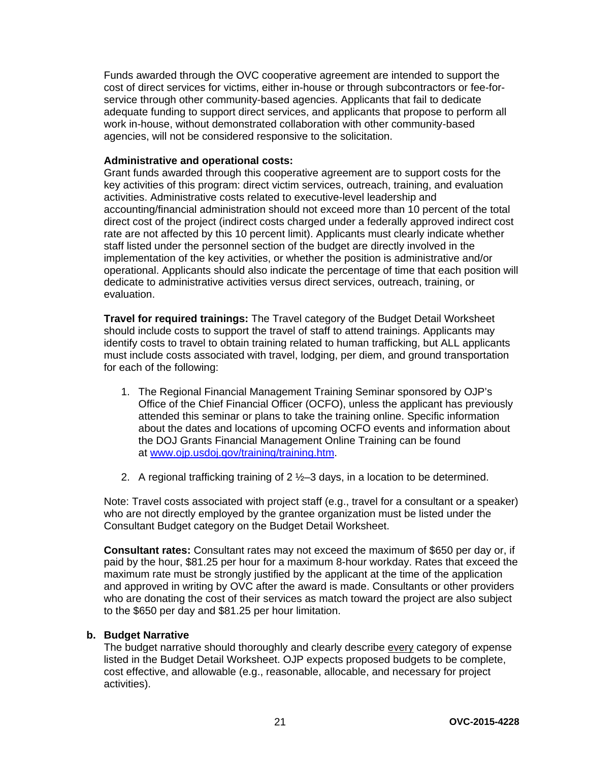Funds awarded through the OVC cooperative agreement are intended to support the cost of direct services for victims, either in-house or through subcontractors or fee-for-service through other community-based agencies. Applicants that fail to dedicate adequate funding to support direct services, and applicants that propose to perform all work in-house, without demonstrated collaboration with other community-based agencies, will not be considered responsive to the solicitation.

**Administrative and operational costs:**
Grant funds awarded through this cooperative agreement are to support costs for the key activities of this program: direct victim services, outreach, training, and evaluation activities. Administrative costs related to executive-level leadership and accounting/financial administration should not exceed more than 10 percent of the total direct cost of the project (indirect costs charged under a federally approved indirect cost rate are not affected by this 10 percent limit). Applicants must clearly indicate whether staff listed under the personnel section of the budget are directly involved in the implementation of the key activities, or whether the position is administrative and/or operational. Applicants should also indicate the percentage of time that each position will dedicate to administrative activities versus direct services, outreach, training, or evaluation.

**Travel for required trainings:** The Travel category of the Budget Detail Worksheet should include costs to support the travel of staff to attend trainings. Applicants may identify costs to travel to obtain training related to human trafficking, but ALL applicants must include costs associated with travel, lodging, per diem, and ground transportation for each of the following:

1. The Regional Financial Management Training Seminar sponsored by OJP's Office of the Chief Financial Officer (OCFO), unless the applicant has previously attended this seminar or plans to take the training online. Specific information about the dates and locations of upcoming OCFO events and information about the DOJ Grants Financial Management Online Training can be found at [www.ojp.usdoj.gov/training/training.htm](www.ojp.usdoj.gov/training/training.htm).

2. A regional trafficking training of 2 ½–3 days, in a location to be determined.

Note: Travel costs associated with project staff (e.g., travel for a consultant or a speaker) who are not directly employed by the grantee organization must be listed under the Consultant Budget category on the Budget Detail Worksheet.

**Consultant rates:** Consultant rates may not exceed the maximum of $650 per day or, if paid by the hour, $81.25 per hour for a maximum 8-hour workday. Rates that exceed the maximum rate must be strongly justified by the applicant at the time of the application and approved in writing by OVC after the award is made. Consultants or other providers who are donating the cost of their services as match toward the project are also subject to the $650 per day and $81.25 per hour limitation.

**b. Budget Narrative**

The budget narrative should thoroughly and clearly describe every category of expense listed in the Budget Detail Worksheet. OJP expects proposed budgets to be complete, cost effective, and allowable (e.g., reasonable, allocable, and necessary for project activities).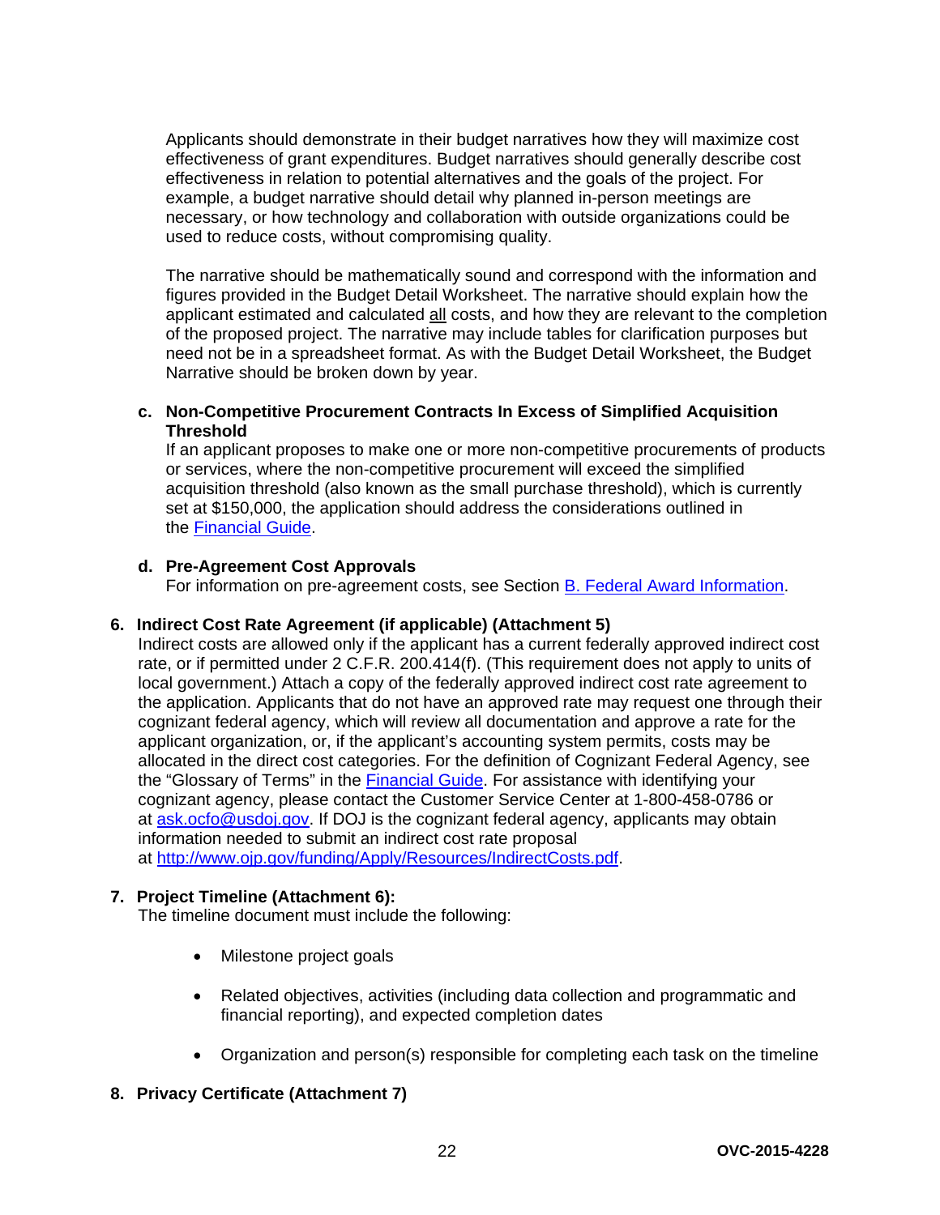Applicants should demonstrate in their budget narratives how they will maximize cost effectiveness of grant expenditures. Budget narratives should generally describe cost effectiveness in relation to potential alternatives and the goals of the project. For example, a budget narrative should detail why planned in-person meetings are necessary, or how technology and collaboration with outside organizations could be used to reduce costs, without compromising quality.

The narrative should be mathematically sound and correspond with the information and figures provided in the Budget Detail Worksheet. The narrative should explain how the applicant estimated and calculated all costs, and how they are relevant to the completion of the proposed project. The narrative may include tables for clarification purposes but need not be in a spreadsheet format. As with the Budget Detail Worksheet, the Budget Narrative should be broken down by year.

**c. Non-Competitive Procurement Contracts In Excess of Simplified Acquisition Threshold**

If an applicant proposes to make one or more non-competitive procurements of products or services, where the non-competitive procurement will exceed the simplified acquisition threshold (also known as the small purchase threshold), which is currently set at $150,000, the application should address the considerations outlined in the Financial Guide.

**d. Pre-Agreement Cost Approvals**

For information on pre-agreement costs, see Section B. Federal Award Information.

**6. Indirect Cost Rate Agreement (if applicable) (Attachment 5)**

Indirect costs are allowed only if the applicant has a current federally approved indirect cost rate, or if permitted under 2 C.F.R. 200.414(f). (This requirement does not apply to units of local government.) Attach a copy of the federally approved indirect cost rate agreement to the application. Applicants that do not have an approved rate may request one through their cognizant federal agency, which will review all documentation and approve a rate for the applicant organization, or, if the applicant's accounting system permits, costs may be allocated in the direct cost categories. For the definition of Cognizant Federal Agency, see the "Glossary of Terms" in the Financial Guide. For assistance with identifying your cognizant agency, please contact the Customer Service Center at 1-800-458-0786 or at ask.ocfo@usdoj.gov. If DOJ is the cognizant federal agency, applicants may obtain information needed to submit an indirect cost rate proposal at http://www.ojp.gov/funding/Apply/Resources/IndirectCosts.pdf.

**7. Project Timeline (Attachment 6):**

The timeline document must include the following:

- Milestone project goals
- Related objectives, activities (including data collection and programmatic and financial reporting), and expected completion dates
- Organization and person(s) responsible for completing each task on the timeline

**8. Privacy Certificate (Attachment 7)**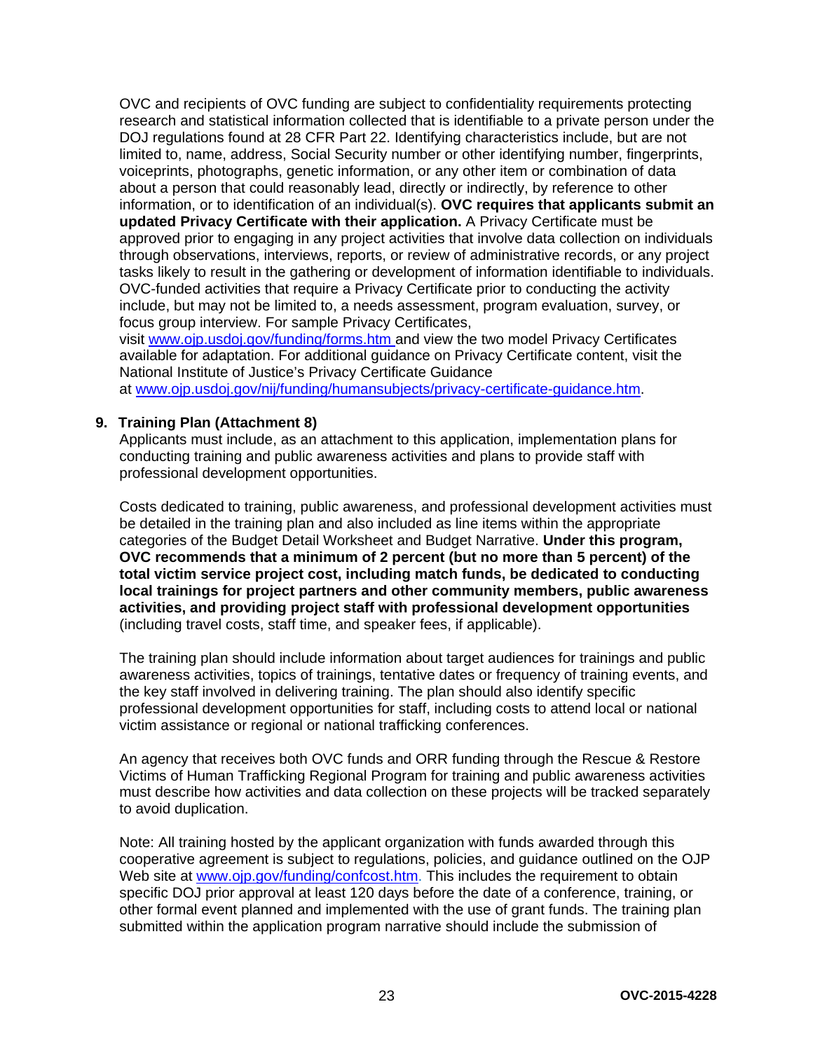OVC and recipients of OVC funding are subject to confidentiality requirements protecting research and statistical information collected that is identifiable to a private person under the DOJ regulations found at 28 CFR Part 22. Identifying characteristics include, but are not limited to, name, address, Social Security number or other identifying number, fingerprints, voiceprints, photographs, genetic information, or any other item or combination of data about a person that could reasonably lead, directly or indirectly, by reference to other information, or to identification of an individual(s). **OVC requires that applicants submit an updated Privacy Certificate with their application.** A Privacy Certificate must be approved prior to engaging in any project activities that involve data collection on individuals through observations, interviews, reports, or review of administrative records, or any project tasks likely to result in the gathering or development of information identifiable to individuals. OVC-funded activities that require a Privacy Certificate prior to conducting the activity include, but may not be limited to, a needs assessment, program evaluation, survey, or focus group interview. For sample Privacy Certificates, visit [www.ojp.usdoj.gov/funding/forms.htm](www.ojp.usdoj.gov/funding/forms.htm) and view the two model Privacy Certificates available for adaptation. For additional guidance on Privacy Certificate content, visit the National Institute of Justice's Privacy Certificate Guidance at [www.ojp.usdoj.gov/nij/funding/humansubjects/privacy-certificate-guidance.htm](www.ojp.usdoj.gov/nij/funding/humansubjects/privacy-certificate-guidance.htm).

**9. Training Plan (Attachment 8)**

Applicants must include, as an attachment to this application, implementation plans for conducting training and public awareness activities and plans to provide staff with professional development opportunities.

Costs dedicated to training, public awareness, and professional development activities must be detailed in the training plan and also included as line items within the appropriate categories of the Budget Detail Worksheet and Budget Narrative. **Under this program, OVC recommends that a minimum of 2 percent (but no more than 5 percent) of the total victim service project cost, including match funds, be dedicated to conducting local trainings for project partners and other community members, public awareness activities, and providing project staff with professional development opportunities** (including travel costs, staff time, and speaker fees, if applicable).

The training plan should include information about target audiences for trainings and public awareness activities, topics of trainings, tentative dates or frequency of training events, and the key staff involved in delivering training. The plan should also identify specific professional development opportunities for staff, including costs to attend local or national victim assistance or regional or national trafficking conferences.

An agency that receives both OVC funds and ORR funding through the Rescue & Restore Victims of Human Trafficking Regional Program for training and public awareness activities must describe how activities and data collection on these projects will be tracked separately to avoid duplication.

Note: All training hosted by the applicant organization with funds awarded through this cooperative agreement is subject to regulations, policies, and guidance outlined on the OJP Web site at [www.ojp.gov/funding/confcost.htm](www.ojp.gov/funding/confcost.htm). This includes the requirement to obtain specific DOJ prior approval at least 120 days before the date of a conference, training, or other formal event planned and implemented with the use of grant funds. The training plan submitted within the application program narrative should include the submission of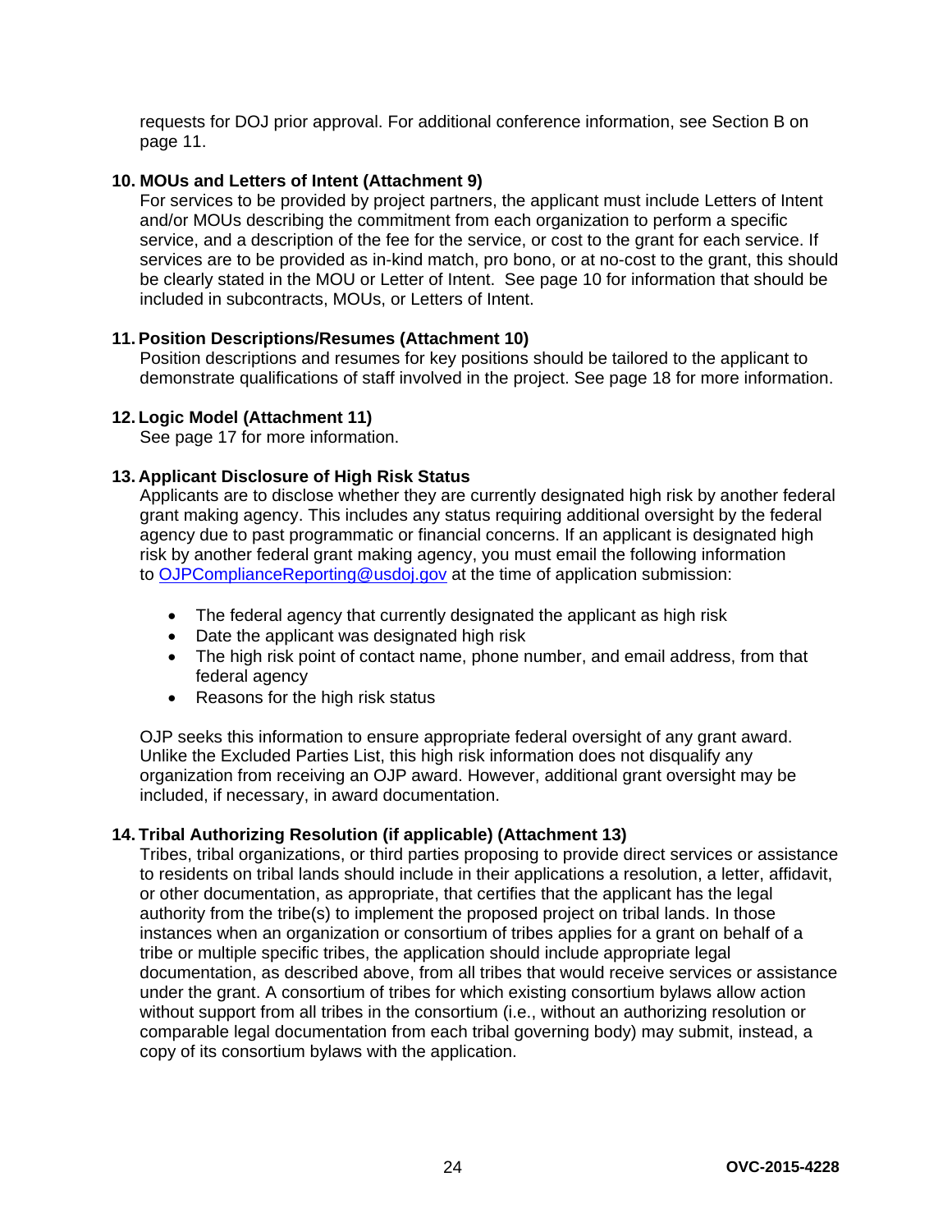requests for DOJ prior approval. For additional conference information, see Section B on page 11.

**10. MOUs and Letters of Intent (Attachment 9)**

For services to be provided by project partners, the applicant must include Letters of Intent and/or MOUs describing the commitment from each organization to perform a specific service, and a description of the fee for the service, or cost to the grant for each service. If services are to be provided as in-kind match, pro bono, or at no-cost to the grant, this should be clearly stated in the MOU or Letter of Intent. See page 10 for information that should be included in subcontracts, MOUs, or Letters of Intent.

**11. Position Descriptions/Resumes (Attachment 10)**

Position descriptions and resumes for key positions should be tailored to the applicant to demonstrate qualifications of staff involved in the project. See page 18 for more information.

**12. Logic Model (Attachment 11)**

See page 17 for more information.

**13. Applicant Disclosure of High Risk Status**

Applicants are to disclose whether they are currently designated high risk by another federal grant making agency. This includes any status requiring additional oversight by the federal agency due to past programmatic or financial concerns. If an applicant is designated high risk by another federal grant making agency, you must email the following information to OJPComplianceReporting@usdoj.gov at the time of application submission:

- The federal agency that currently designated the applicant as high risk
- Date the applicant was designated high risk
- The high risk point of contact name, phone number, and email address, from that federal agency
- Reasons for the high risk status

OJP seeks this information to ensure appropriate federal oversight of any grant award. Unlike the Excluded Parties List, this high risk information does not disqualify any organization from receiving an OJP award. However, additional grant oversight may be included, if necessary, in award documentation.

**14. Tribal Authorizing Resolution (if applicable) (Attachment 13)**

Tribes, tribal organizations, or third parties proposing to provide direct services or assistance to residents on tribal lands should include in their applications a resolution, a letter, affidavit, or other documentation, as appropriate, that certifies that the applicant has the legal authority from the tribe(s) to implement the proposed project on tribal lands. In those instances when an organization or consortium of tribes applies for a grant on behalf of a tribe or multiple specific tribes, the application should include appropriate legal documentation, as described above, from all tribes that would receive services or assistance under the grant. A consortium of tribes for which existing consortium bylaws allow action without support from all tribes in the consortium (i.e., without an authorizing resolution or comparable legal documentation from each tribal governing body) may submit, instead, a copy of its consortium bylaws with the application.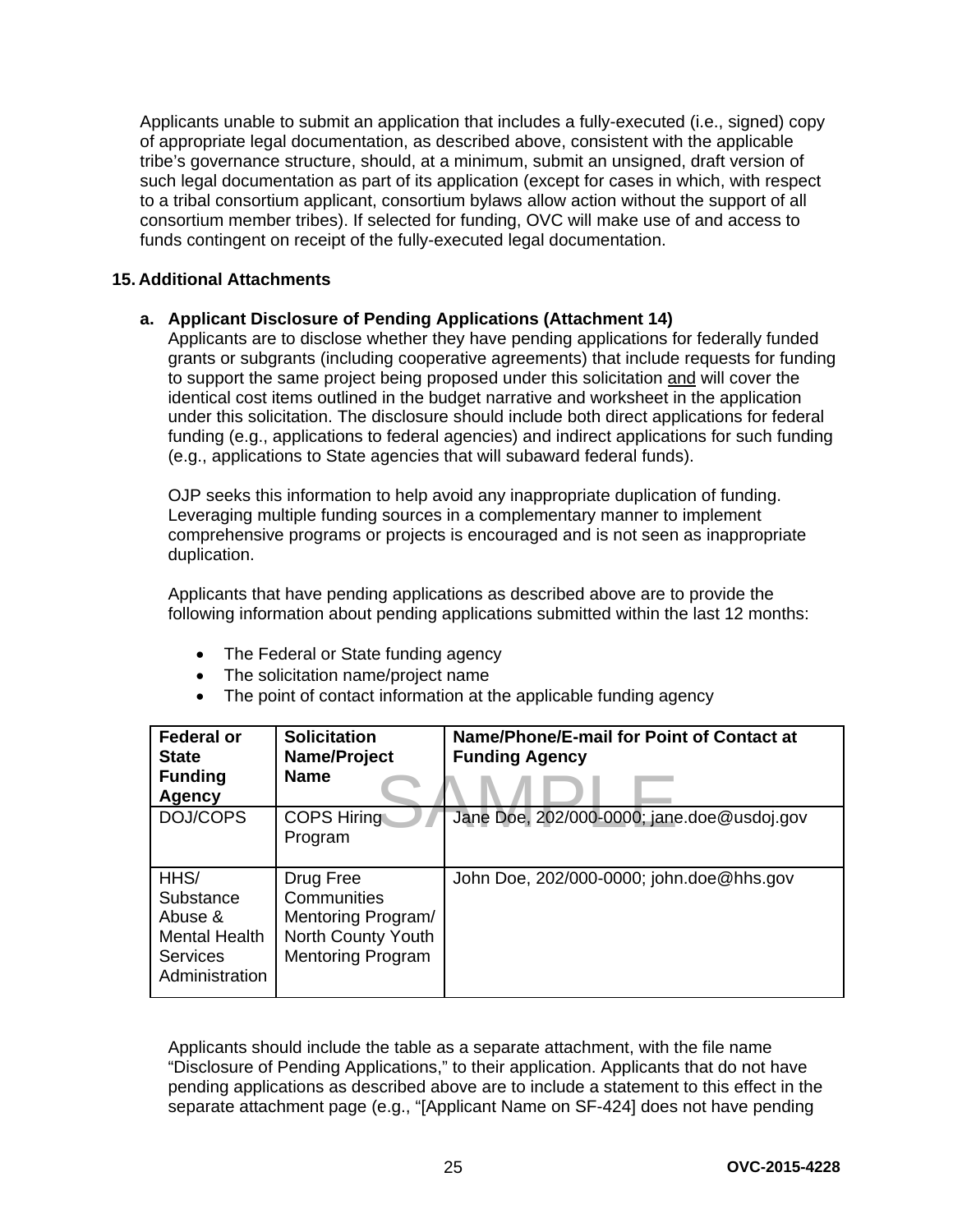Applicants unable to submit an application that includes a fully-executed (i.e., signed) copy of appropriate legal documentation, as described above, consistent with the applicable tribe's governance structure, should, at a minimum, submit an unsigned, draft version of such legal documentation as part of its application (except for cases in which, with respect to a tribal consortium applicant, consortium bylaws allow action without the support of all consortium member tribes). If selected for funding, OVC will make use of and access to funds contingent on receipt of the fully-executed legal documentation.

## 15. Additional Attachments

### a. Applicant Disclosure of Pending Applications (Attachment 14)

Applicants are to disclose whether they have pending applications for federally funded grants or subgrants (including cooperative agreements) that include requests for funding to support the same project being proposed under this solicitation and will cover the identical cost items outlined in the budget narrative and worksheet in the application under this solicitation. The disclosure should include both direct applications for federal funding (e.g., applications to federal agencies) and indirect applications for such funding (e.g., applications to State agencies that will subaward federal funds).

OJP seeks this information to help avoid any inappropriate duplication of funding. Leveraging multiple funding sources in a complementary manner to implement comprehensive programs or projects is encouraged and is not seen as inappropriate duplication.

Applicants that have pending applications as described above are to provide the following information about pending applications submitted within the last 12 months:

- The Federal or State funding agency
- The solicitation name/project name
- The point of contact information at the applicable funding agency

SAMPLE

| Federal or State Funding Agency | Solicitation Name/Project Name | Name/Phone/E-mail for Point of Contact at Funding Agency |
|---|---|---|
| DOJ/COPS | COPS Hiring Program | Jane Doe, 202/000-0000; jane.doe@usdoj.gov |
| HHS/ Substance Abuse & Mental Health Services Administration | Drug Free Communities Mentoring Program/ North County Youth Mentoring Program | John Doe, 202/000-0000; john.doe@hhs.gov |

Applicants should include the table as a separate attachment, with the file name "Disclosure of Pending Applications," to their application. Applicants that do not have pending applications as described above are to include a statement to this effect in the separate attachment page (e.g., "[Applicant Name on SF-424] does not have pending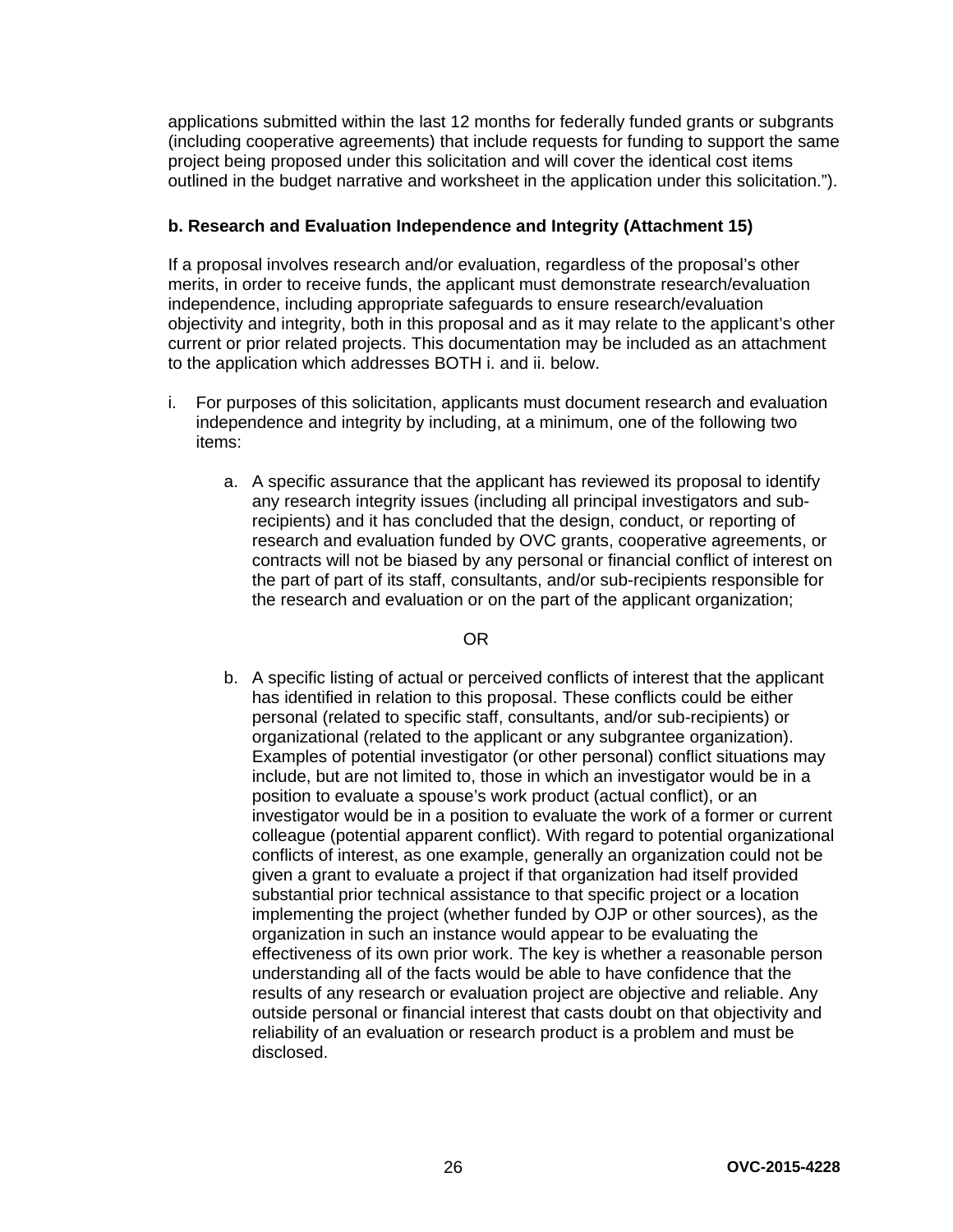applications submitted within the last 12 months for federally funded grants or subgrants (including cooperative agreements) that include requests for funding to support the same project being proposed under this solicitation and will cover the identical cost items outlined in the budget narrative and worksheet in the application under this solicitation.").

**b. Research and Evaluation Independence and Integrity (Attachment 15)**

If a proposal involves research and/or evaluation, regardless of the proposal's other merits, in order to receive funds, the applicant must demonstrate research/evaluation independence, including appropriate safeguards to ensure research/evaluation objectivity and integrity, both in this proposal and as it may relate to the applicant's other current or prior related projects. This documentation may be included as an attachment to the application which addresses BOTH i. and ii. below.

i. For purposes of this solicitation, applicants must document research and evaluation independence and integrity by including, at a minimum, one of the following two items:

   a. A specific assurance that the applicant has reviewed its proposal to identify any research integrity issues (including all principal investigators and sub-recipients) and it has concluded that the design, conduct, or reporting of research and evaluation funded by OVC grants, cooperative agreements, or contracts will not be biased by any personal or financial conflict of interest on the part of part of its staff, consultants, and/or sub-recipients responsible for the research and evaluation or on the part of the applicant organization;

   OR

   b. A specific listing of actual or perceived conflicts of interest that the applicant has identified in relation to this proposal. These conflicts could be either personal (related to specific staff, consultants, and/or sub-recipients) or organizational (related to the applicant or any subgrantee organization). Examples of potential investigator (or other personal) conflict situations may include, but are not limited to, those in which an investigator would be in a position to evaluate a spouse's work product (actual conflict), or an investigator would be in a position to evaluate the work of a former or current colleague (potential apparent conflict). With regard to potential organizational conflicts of interest, as one example, generally an organization could not be given a grant to evaluate a project if that organization had itself provided substantial prior technical assistance to that specific project or a location implementing the project (whether funded by OJP or other sources), as the organization in such an instance would appear to be evaluating the effectiveness of its own prior work. The key is whether a reasonable person understanding all of the facts would be able to have confidence that the results of any research or evaluation project are objective and reliable. Any outside personal or financial interest that casts doubt on that objectivity and reliability of an evaluation or research product is a problem and must be disclosed.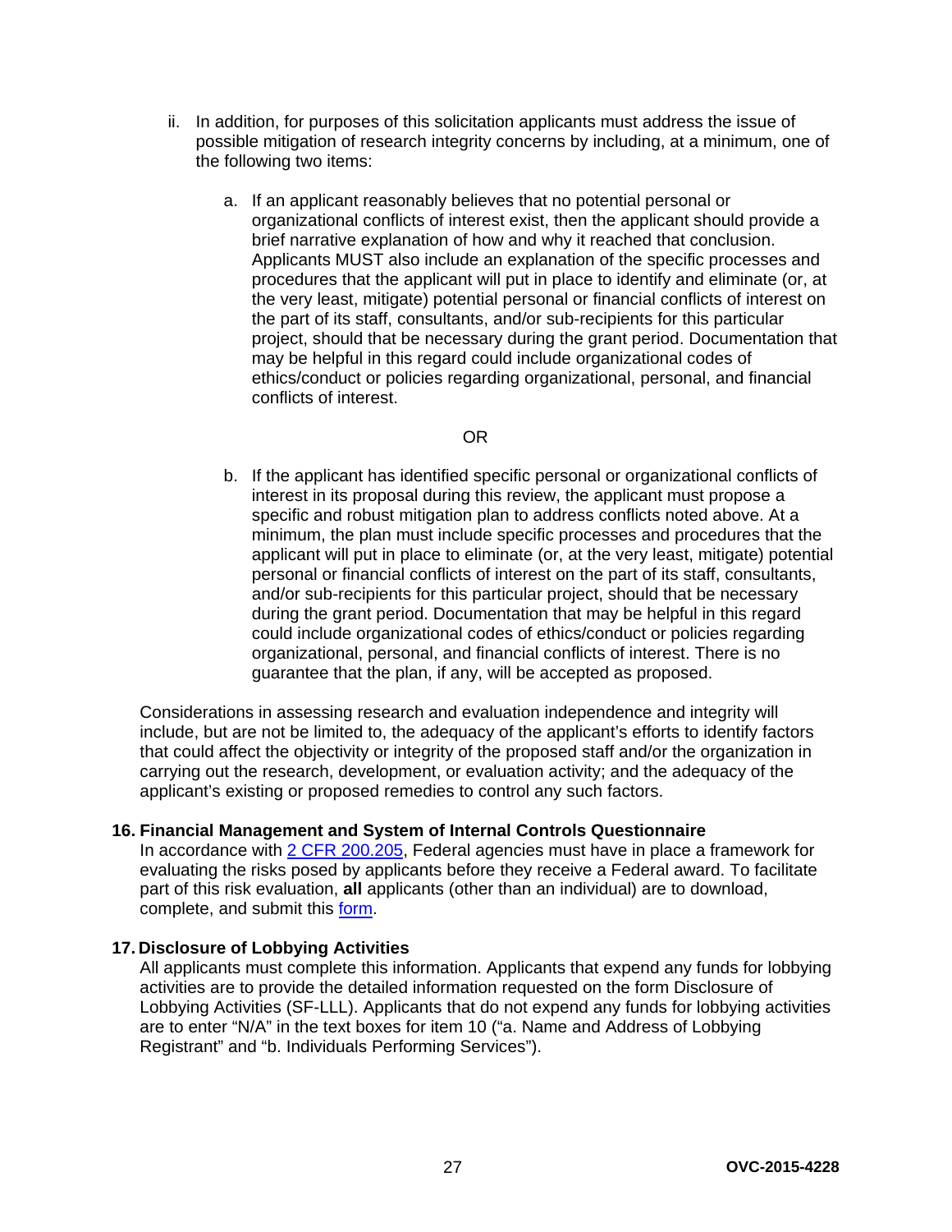ii. In addition, for purposes of this solicitation applicants must address the issue of possible mitigation of research integrity concerns by including, at a minimum, one of the following two items:

   a. If an applicant reasonably believes that no potential personal or organizational conflicts of interest exist, then the applicant should provide a brief narrative explanation of how and why it reached that conclusion. Applicants MUST also include an explanation of the specific processes and procedures that the applicant will put in place to identify and eliminate (or, at the very least, mitigate) potential personal or financial conflicts of interest on the part of its staff, consultants, and/or sub-recipients for this particular project, should that be necessary during the grant period. Documentation that may be helpful in this regard could include organizational codes of ethics/conduct or policies regarding organizational, personal, and financial conflicts of interest.

   OR

   b. If the applicant has identified specific personal or organizational conflicts of interest in its proposal during this review, the applicant must propose a specific and robust mitigation plan to address conflicts noted above. At a minimum, the plan must include specific processes and procedures that the applicant will put in place to eliminate (or, at the very least, mitigate) potential personal or financial conflicts of interest on the part of its staff, consultants, and/or sub-recipients for this particular project, should that be necessary during the grant period. Documentation that may be helpful in this regard could include organizational codes of ethics/conduct or policies regarding organizational, personal, and financial conflicts of interest. There is no guarantee that the plan, if any, will be accepted as proposed.

Considerations in assessing research and evaluation independence and integrity will include, but are not be limited to, the adequacy of the applicant's efforts to identify factors that could affect the objectivity or integrity of the proposed staff and/or the organization in carrying out the research, development, or evaluation activity; and the adequacy of the applicant's existing or proposed remedies to control any such factors.

**16. Financial Management and System of Internal Controls Questionnaire**

In accordance with 2 CFR 200.205, Federal agencies must have in place a framework for evaluating the risks posed by applicants before they receive a Federal award. To facilitate part of this risk evaluation, **all** applicants (other than an individual) are to download, complete, and submit this form.

**17. Disclosure of Lobbying Activities**

All applicants must complete this information. Applicants that expend any funds for lobbying activities are to provide the detailed information requested on the form Disclosure of Lobbying Activities (SF-LLL). Applicants that do not expend any funds for lobbying activities are to enter "N/A" in the text boxes for item 10 ("a. Name and Address of Lobbying Registrant" and "b. Individuals Performing Services").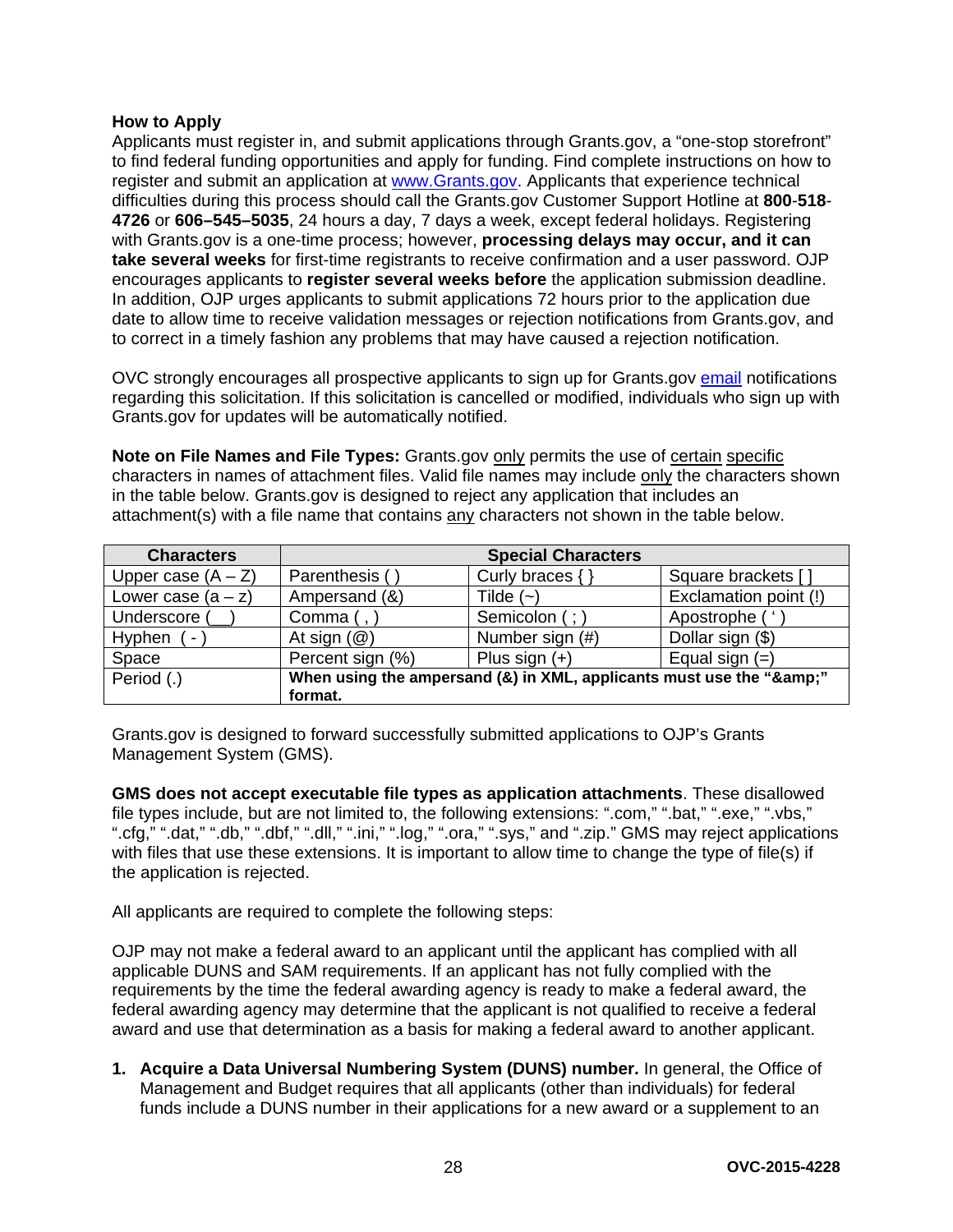**How to Apply**

Applicants must register in, and submit applications through Grants.gov, a "one-stop storefront" to find federal funding opportunities and apply for funding. Find complete instructions on how to register and submit an application at [www.Grants.gov](www.Grants.gov). Applicants that experience technical difficulties during this process should call the Grants.gov Customer Support Hotline at **800-518-4726** or **606–545–5035**, 24 hours a day, 7 days a week, except federal holidays. Registering with Grants.gov is a one-time process; however, **processing delays may occur, and it can take several weeks** for first-time registrants to receive confirmation and a user password. OJP encourages applicants to **register several weeks before** the application submission deadline. In addition, OJP urges applicants to submit applications 72 hours prior to the application due date to allow time to receive validation messages or rejection notifications from Grants.gov, and to correct in a timely fashion any problems that may have caused a rejection notification.

OVC strongly encourages all prospective applicants to sign up for Grants.gov email notifications regarding this solicitation. If this solicitation is cancelled or modified, individuals who sign up with Grants.gov for updates will be automatically notified.

**Note on File Names and File Types:** Grants.gov only permits the use of certain specific characters in names of attachment files. Valid file names may include only the characters shown in the table below. Grants.gov is designed to reject any application that includes an attachment(s) with a file name that contains any characters not shown in the table below.

| Characters | Special Characters | | |
|---|---|---|---|
| Upper case (A – Z) | Parenthesis ( ) | Curly braces { } | Square brackets [ ] |
| Lower case (a – z) | Ampersand (&) | Tilde (~) | Exclamation point (!) |
| Underscore ( __ ) | Comma ( , ) | Semicolon ( ; ) | Apostrophe ( ' ) |
| Hyphen ( - ) | At sign (@) | Number sign (#) | Dollar sign ($) |
| Space | Percent sign (%) | Plus sign (+) | Equal sign (=) |
| Period (.) | **When using the ampersand (&) in XML, applicants must use the "&amp;" format.** | | |

Grants.gov is designed to forward successfully submitted applications to OJP's Grants Management System (GMS).

**GMS does not accept executable file types as application attachments**. These disallowed file types include, but are not limited to, the following extensions: ".com," ".bat," ".exe," ".vbs," ".cfg," ".dat," ".db," ".dbf," ".dll," ".ini," ".log," ".ora," ".sys," and ".zip." GMS may reject applications with files that use these extensions. It is important to allow time to change the type of file(s) if the application is rejected.

All applicants are required to complete the following steps:

OJP may not make a federal award to an applicant until the applicant has complied with all applicable DUNS and SAM requirements. If an applicant has not fully complied with the requirements by the time the federal awarding agency is ready to make a federal award, the federal awarding agency may determine that the applicant is not qualified to receive a federal award and use that determination as a basis for making a federal award to another applicant.

1. **Acquire a Data Universal Numbering System (DUNS) number.** In general, the Office of Management and Budget requires that all applicants (other than individuals) for federal funds include a DUNS number in their applications for a new award or a supplement to an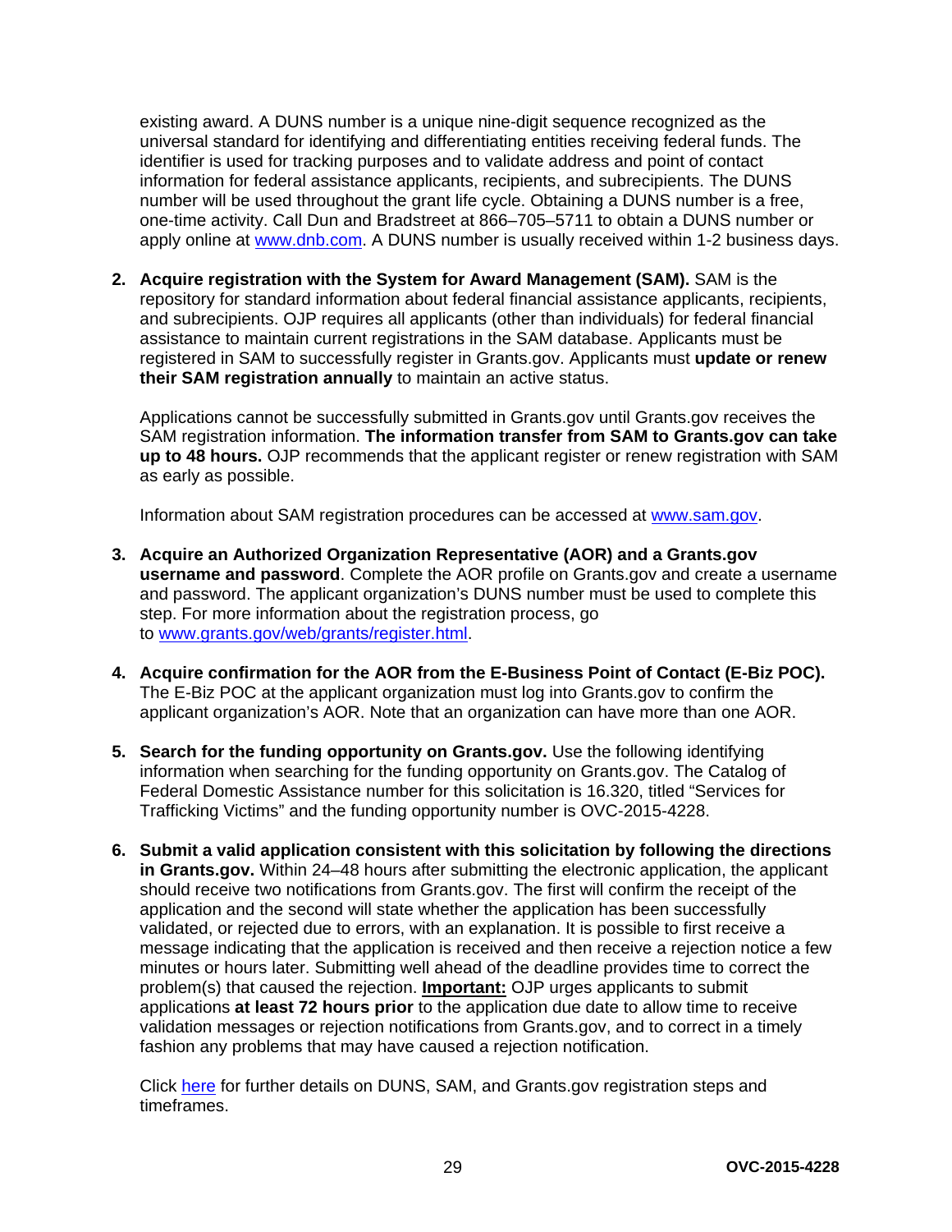existing award. A DUNS number is a unique nine-digit sequence recognized as the universal standard for identifying and differentiating entities receiving federal funds. The identifier is used for tracking purposes and to validate address and point of contact information for federal assistance applicants, recipients, and subrecipients. The DUNS number will be used throughout the grant life cycle. Obtaining a DUNS number is a free, one-time activity. Call Dun and Bradstreet at 866–705–5711 to obtain a DUNS number or apply online at [www.dnb.com](http://www.dnb.com). A DUNS number is usually received within 1-2 business days.

2. **Acquire registration with the System for Award Management (SAM).** SAM is the repository for standard information about federal financial assistance applicants, recipients, and subrecipients. OJP requires all applicants (other than individuals) for federal financial assistance to maintain current registrations in the SAM database. Applicants must be registered in SAM to successfully register in Grants.gov. Applicants must **update or renew their SAM registration annually** to maintain an active status.

   Applications cannot be successfully submitted in Grants.gov until Grants.gov receives the SAM registration information. **The information transfer from SAM to Grants.gov can take up to 48 hours.** OJP recommends that the applicant register or renew registration with SAM as early as possible.

   Information about SAM registration procedures can be accessed at [www.sam.gov](http://www.sam.gov).

3. **Acquire an Authorized Organization Representative (AOR) and a Grants.gov username and password**. Complete the AOR profile on Grants.gov and create a username and password. The applicant organization's DUNS number must be used to complete this step. For more information about the registration process, go to [www.grants.gov/web/grants/register.html](http://www.grants.gov/web/grants/register.html).

4. **Acquire confirmation for the AOR from the E-Business Point of Contact (E-Biz POC).** The E-Biz POC at the applicant organization must log into Grants.gov to confirm the applicant organization's AOR. Note that an organization can have more than one AOR.

5. **Search for the funding opportunity on Grants.gov.** Use the following identifying information when searching for the funding opportunity on Grants.gov. The Catalog of Federal Domestic Assistance number for this solicitation is 16.320, titled "Services for Trafficking Victims" and the funding opportunity number is OVC-2015-4228.

6. **Submit a valid application consistent with this solicitation by following the directions in Grants.gov.** Within 24–48 hours after submitting the electronic application, the applicant should receive two notifications from Grants.gov. The first will confirm the receipt of the application and the second will state whether the application has been successfully validated, or rejected due to errors, with an explanation. It is possible to first receive a message indicating that the application is received and then receive a rejection notice a few minutes or hours later. Submitting well ahead of the deadline provides time to correct the problem(s) that caused the rejection. **Important:** OJP urges applicants to submit applications **at least 72 hours prior** to the application due date to allow time to receive validation messages or rejection notifications from Grants.gov, and to correct in a timely fashion any problems that may have caused a rejection notification.

   Click here for further details on DUNS, SAM, and Grants.gov registration steps and timeframes.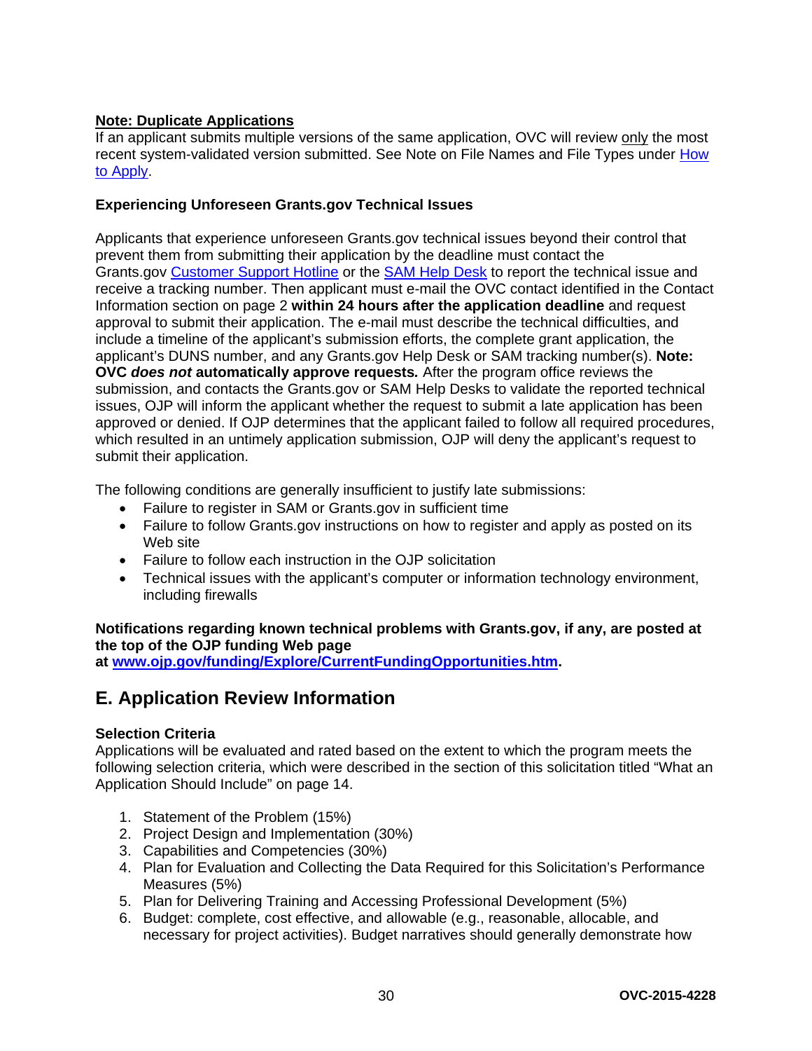**Note: Duplicate Applications**

If an applicant submits multiple versions of the same application, OVC will review only the most recent system-validated version submitted. See Note on File Names and File Types under How to Apply.

**Experiencing Unforeseen Grants.gov Technical Issues**

Applicants that experience unforeseen Grants.gov technical issues beyond their control that prevent them from submitting their application by the deadline must contact the Grants.gov Customer Support Hotline or the SAM Help Desk to report the technical issue and receive a tracking number. Then applicant must e-mail the OVC contact identified in the Contact Information section on page 2 **within 24 hours after the application deadline** and request approval to submit their application. The e-mail must describe the technical difficulties, and include a timeline of the applicant's submission efforts, the complete grant application, the applicant's DUNS number, and any Grants.gov Help Desk or SAM tracking number(s). **Note: OVC *does not* automatically approve requests*.*** After the program office reviews the submission, and contacts the Grants.gov or SAM Help Desks to validate the reported technical issues, OJP will inform the applicant whether the request to submit a late application has been approved or denied. If OJP determines that the applicant failed to follow all required procedures, which resulted in an untimely application submission, OJP will deny the applicant's request to submit their application.

The following conditions are generally insufficient to justify late submissions:

- Failure to register in SAM or Grants.gov in sufficient time
- Failure to follow Grants.gov instructions on how to register and apply as posted on its Web site
- Failure to follow each instruction in the OJP solicitation
- Technical issues with the applicant's computer or information technology environment, including firewalls

**Notifications regarding known technical problems with Grants.gov, if any, are posted at the top of the OJP funding Web page at www.ojp.gov/funding/Explore/CurrentFundingOpportunities.htm.**

## E. Application Review Information

**Selection Criteria**

Applications will be evaluated and rated based on the extent to which the program meets the following selection criteria, which were described in the section of this solicitation titled "What an Application Should Include" on page 14.

1. Statement of the Problem (15%)
2. Project Design and Implementation (30%)
3. Capabilities and Competencies (30%)
4. Plan for Evaluation and Collecting the Data Required for this Solicitation's Performance Measures (5%)
5. Plan for Delivering Training and Accessing Professional Development (5%)
6. Budget: complete, cost effective, and allowable (e.g., reasonable, allocable, and necessary for project activities). Budget narratives should generally demonstrate how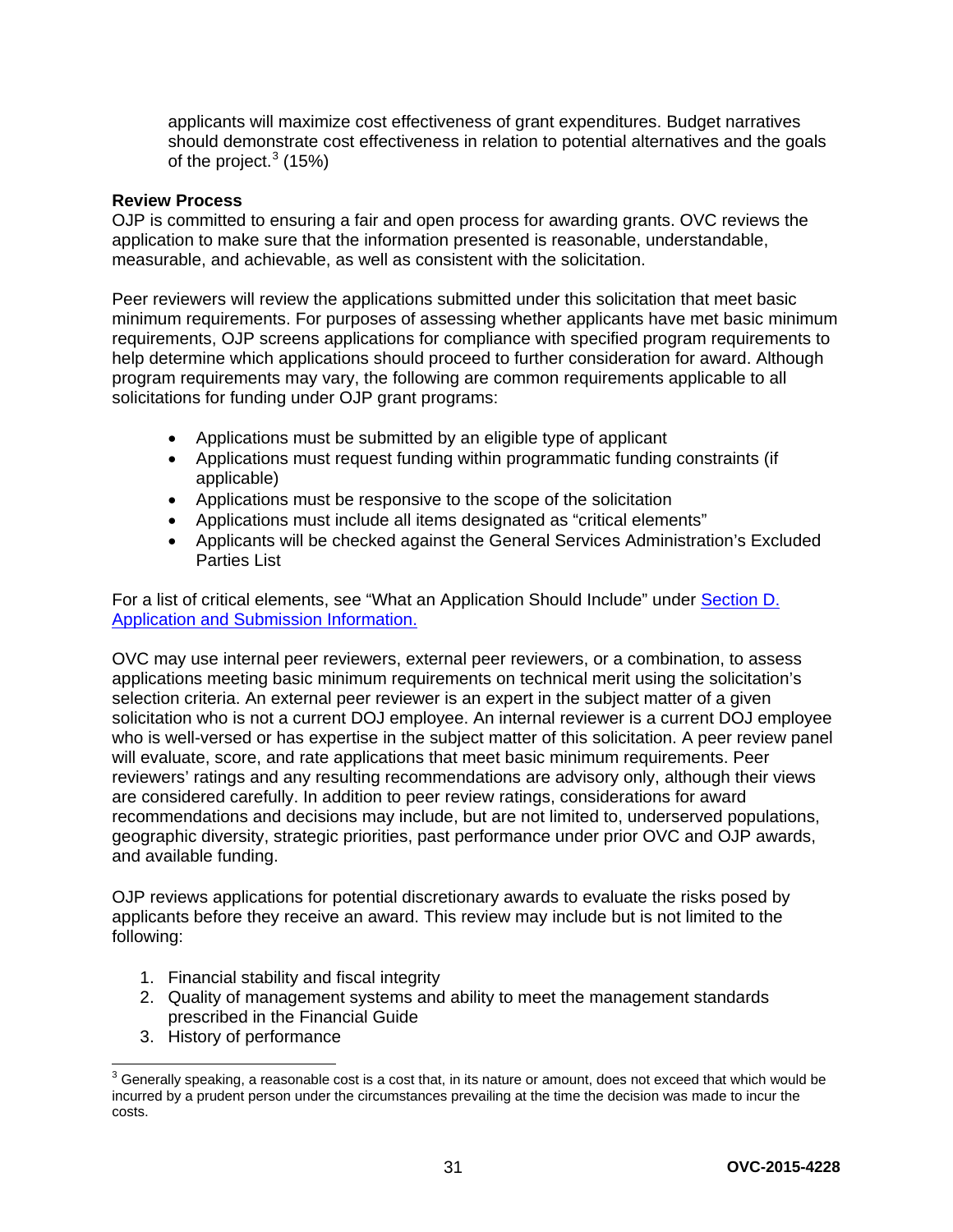applicants will maximize cost effectiveness of grant expenditures. Budget narratives should demonstrate cost effectiveness in relation to potential alternatives and the goals of the project.[3] (15%)

**Review Process**

OJP is committed to ensuring a fair and open process for awarding grants. OVC reviews the application to make sure that the information presented is reasonable, understandable, measurable, and achievable, as well as consistent with the solicitation.

Peer reviewers will review the applications submitted under this solicitation that meet basic minimum requirements. For purposes of assessing whether applicants have met basic minimum requirements, OJP screens applications for compliance with specified program requirements to help determine which applications should proceed to further consideration for award. Although program requirements may vary, the following are common requirements applicable to all solicitations for funding under OJP grant programs:

- Applications must be submitted by an eligible type of applicant
- Applications must request funding within programmatic funding constraints (if applicable)
- Applications must be responsive to the scope of the solicitation
- Applications must include all items designated as "critical elements"
- Applicants will be checked against the General Services Administration's Excluded Parties List

For a list of critical elements, see "What an Application Should Include" under [Section D. Application and Submission Information.](#)

OVC may use internal peer reviewers, external peer reviewers, or a combination, to assess applications meeting basic minimum requirements on technical merit using the solicitation's selection criteria. An external peer reviewer is an expert in the subject matter of a given solicitation who is not a current DOJ employee. An internal reviewer is a current DOJ employee who is well-versed or has expertise in the subject matter of this solicitation. A peer review panel will evaluate, score, and rate applications that meet basic minimum requirements. Peer reviewers' ratings and any resulting recommendations are advisory only, although their views are considered carefully. In addition to peer review ratings, considerations for award recommendations and decisions may include, but are not limited to, underserved populations, geographic diversity, strategic priorities, past performance under prior OVC and OJP awards, and available funding.

OJP reviews applications for potential discretionary awards to evaluate the risks posed by applicants before they receive an award. This review may include but is not limited to the following:

1. Financial stability and fiscal integrity
2. Quality of management systems and ability to meet the management standards prescribed in the Financial Guide
3. History of performance

[3] Generally speaking, a reasonable cost is a cost that, in its nature or amount, does not exceed that which would be incurred by a prudent person under the circumstances prevailing at the time the decision was made to incur the costs.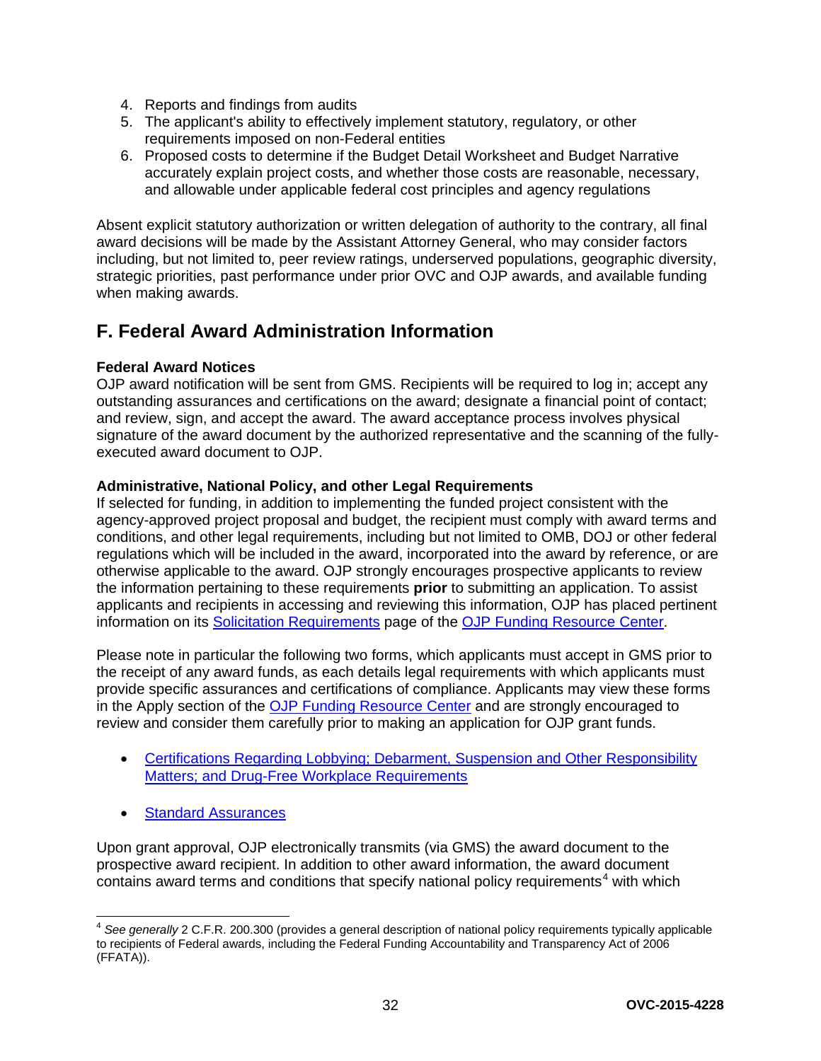4. Reports and findings from audits
5. The applicant's ability to effectively implement statutory, regulatory, or other requirements imposed on non-Federal entities
6. Proposed costs to determine if the Budget Detail Worksheet and Budget Narrative accurately explain project costs, and whether those costs are reasonable, necessary, and allowable under applicable federal cost principles and agency regulations

Absent explicit statutory authorization or written delegation of authority to the contrary, all final award decisions will be made by the Assistant Attorney General, who may consider factors including, but not limited to, peer review ratings, underserved populations, geographic diversity, strategic priorities, past performance under prior OVC and OJP awards, and available funding when making awards.

## F. Federal Award Administration Information

**Federal Award Notices**
OJP award notification will be sent from GMS. Recipients will be required to log in; accept any outstanding assurances and certifications on the award; designate a financial point of contact; and review, sign, and accept the award. The award acceptance process involves physical signature of the award document by the authorized representative and the scanning of the fully-executed award document to OJP.

**Administrative, National Policy, and other Legal Requirements**
If selected for funding, in addition to implementing the funded project consistent with the agency-approved project proposal and budget, the recipient must comply with award terms and conditions, and other legal requirements, including but not limited to OMB, DOJ or other federal regulations which will be included in the award, incorporated into the award by reference, or are otherwise applicable to the award. OJP strongly encourages prospective applicants to review the information pertaining to these requirements **prior** to submitting an application. To assist applicants and recipients in accessing and reviewing this information, OJP has placed pertinent information on its Solicitation Requirements page of the OJP Funding Resource Center.

Please note in particular the following two forms, which applicants must accept in GMS prior to the receipt of any award funds, as each details legal requirements with which applicants must provide specific assurances and certifications of compliance. Applicants may view these forms in the Apply section of the OJP Funding Resource Center and are strongly encouraged to review and consider them carefully prior to making an application for OJP grant funds.

- Certifications Regarding Lobbying; Debarment, Suspension and Other Responsibility Matters; and Drug-Free Workplace Requirements
- Standard Assurances

Upon grant approval, OJP electronically transmits (via GMS) the award document to the prospective award recipient. In addition to other award information, the award document contains award terms and conditions that specify national policy requirements[4] with which

[4] *See generally* 2 C.F.R. 200.300 (provides a general description of national policy requirements typically applicable to recipients of Federal awards, including the Federal Funding Accountability and Transparency Act of 2006 (FFATA)).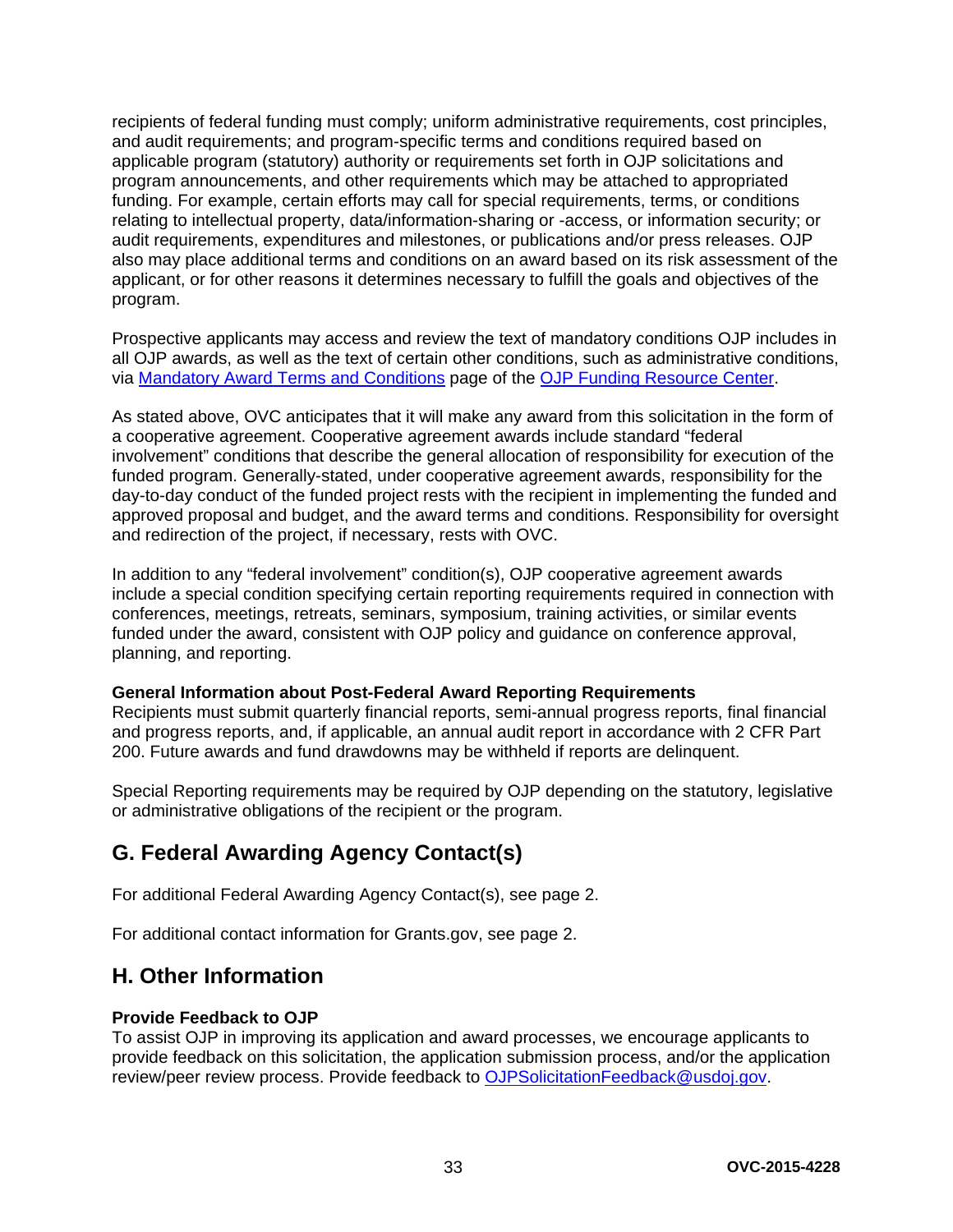recipients of federal funding must comply; uniform administrative requirements, cost principles, and audit requirements; and program-specific terms and conditions required based on applicable program (statutory) authority or requirements set forth in OJP solicitations and program announcements, and other requirements which may be attached to appropriated funding. For example, certain efforts may call for special requirements, terms, or conditions relating to intellectual property, data/information-sharing or -access, or information security; or audit requirements, expenditures and milestones, or publications and/or press releases. OJP also may place additional terms and conditions on an award based on its risk assessment of the applicant, or for other reasons it determines necessary to fulfill the goals and objectives of the program.

Prospective applicants may access and review the text of mandatory conditions OJP includes in all OJP awards, as well as the text of certain other conditions, such as administrative conditions, via [Mandatory Award Terms and Conditions](#) page of the [OJP Funding Resource Center](#).

As stated above, OVC anticipates that it will make any award from this solicitation in the form of a cooperative agreement. Cooperative agreement awards include standard "federal involvement" conditions that describe the general allocation of responsibility for execution of the funded program. Generally-stated, under cooperative agreement awards, responsibility for the day-to-day conduct of the funded project rests with the recipient in implementing the funded and approved proposal and budget, and the award terms and conditions. Responsibility for oversight and redirection of the project, if necessary, rests with OVC.

In addition to any "federal involvement" condition(s), OJP cooperative agreement awards include a special condition specifying certain reporting requirements required in connection with conferences, meetings, retreats, seminars, symposium, training activities, or similar events funded under the award, consistent with OJP policy and guidance on conference approval, planning, and reporting.

**General Information about Post-Federal Award Reporting Requirements**
Recipients must submit quarterly financial reports, semi-annual progress reports, final financial and progress reports, and, if applicable, an annual audit report in accordance with 2 CFR Part 200. Future awards and fund drawdowns may be withheld if reports are delinquent.

Special Reporting requirements may be required by OJP depending on the statutory, legislative or administrative obligations of the recipient or the program.

## G. Federal Awarding Agency Contact(s)

For additional Federal Awarding Agency Contact(s), see page 2.

For additional contact information for Grants.gov, see page 2.

## H. Other Information

**Provide Feedback to OJP**
To assist OJP in improving its application and award processes, we encourage applicants to provide feedback on this solicitation, the application submission process, and/or the application review/peer review process. Provide feedback to [OJPSolicitationFeedback@usdoj.gov](mailto:OJPSolicitationFeedback@usdoj.gov).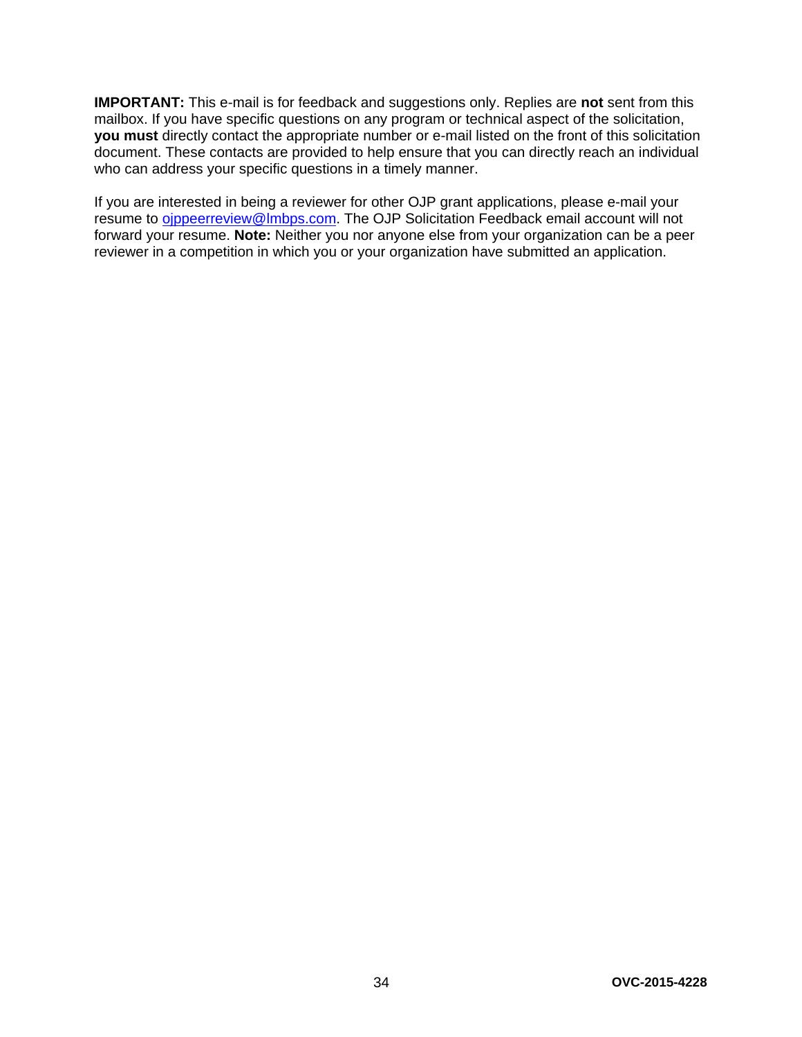**IMPORTANT:** This e-mail is for feedback and suggestions only. Replies are **not** sent from this mailbox. If you have specific questions on any program or technical aspect of the solicitation, **you must** directly contact the appropriate number or e-mail listed on the front of this solicitation document. These contacts are provided to help ensure that you can directly reach an individual who can address your specific questions in a timely manner.

If you are interested in being a reviewer for other OJP grant applications, please e-mail your resume to ojppeerreview@lmbps.com. The OJP Solicitation Feedback email account will not forward your resume. **Note:** Neither you nor anyone else from your organization can be a peer reviewer in a competition in which you or your organization have submitted an application.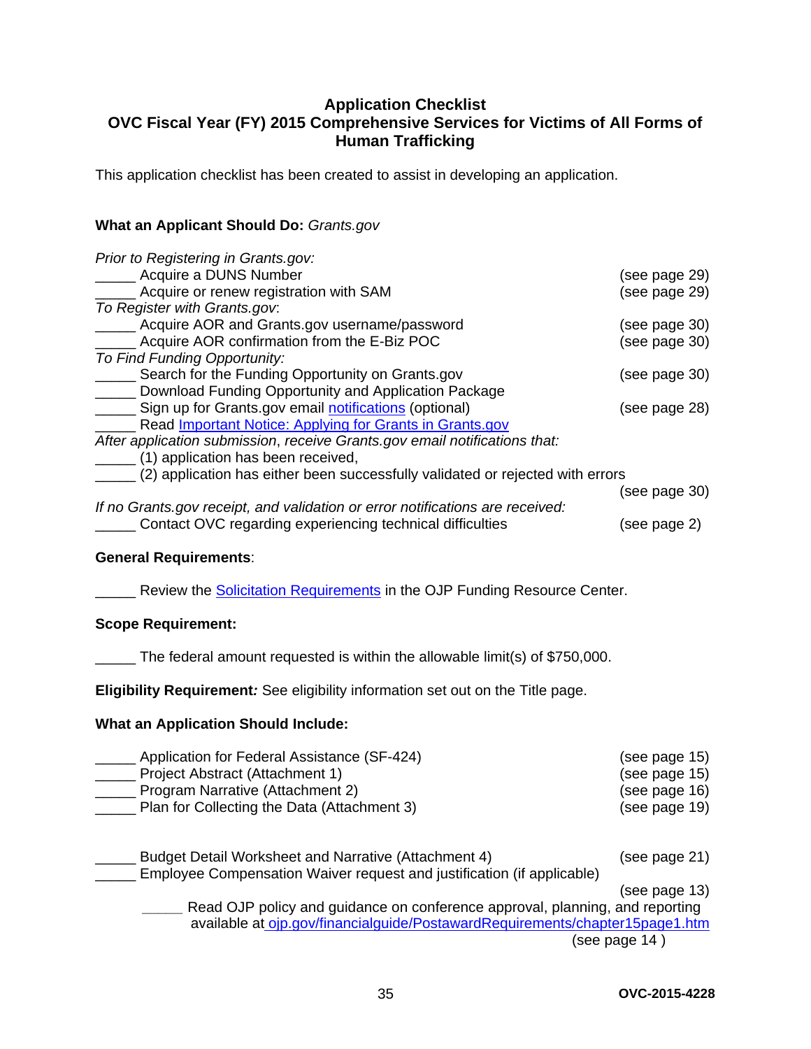## Application Checklist
## OVC Fiscal Year (FY) 2015 Comprehensive Services for Victims of All Forms of Human Trafficking

This application checklist has been created to assist in developing an application.

**What an Applicant Should Do:** *Grants.gov*

*Prior to Registering in Grants.gov:*

_____ Acquire a DUNS Number (see page 29)
_____ Acquire or renew registration with SAM (see page 29)

*To Register with Grants.gov*:

_____ Acquire AOR and Grants.gov username/password (see page 30)
_____ Acquire AOR confirmation from the E-Biz POC (see page 30)

*To Find Funding Opportunity:*

_____ Search for the Funding Opportunity on Grants.gov (see page 30)
_____ Download Funding Opportunity and Application Package
_____ Sign up for Grants.gov email notifications (optional) (see page 28)
_____ Read Important Notice: Applying for Grants in Grants.gov

*After application submission, receive Grants.gov email notifications that:*

_____ (1) application has been received,
_____ (2) application has either been successfully validated or rejected with errors (see page 30)

*If no Grants.gov receipt, and validation or error notifications are received:*

_____ Contact OVC regarding experiencing technical difficulties (see page 2)

**General Requirements**:

_____ Review the Solicitation Requirements in the OJP Funding Resource Center.

**Scope Requirement:**

_____ The federal amount requested is within the allowable limit(s) of $750,000.

**Eligibility Requirement*:*** See eligibility information set out on the Title page.

**What an Application Should Include:**

_____ Application for Federal Assistance (SF-424) (see page 15)
_____ Project Abstract (Attachment 1) (see page 15)
_____ Program Narrative (Attachment 2) (see page 16)
_____ Plan for Collecting the Data (Attachment 3) (see page 19)

_____ Budget Detail Worksheet and Narrative (Attachment 4) (see page 21)
_____ Employee Compensation Waiver request and justification (if applicable) (see page 13)

    _____ Read OJP policy and guidance on conference approval, planning, and reporting available at ojp.gov/financialguide/PostawardRequirements/chapter15page1.htm (see page 14 )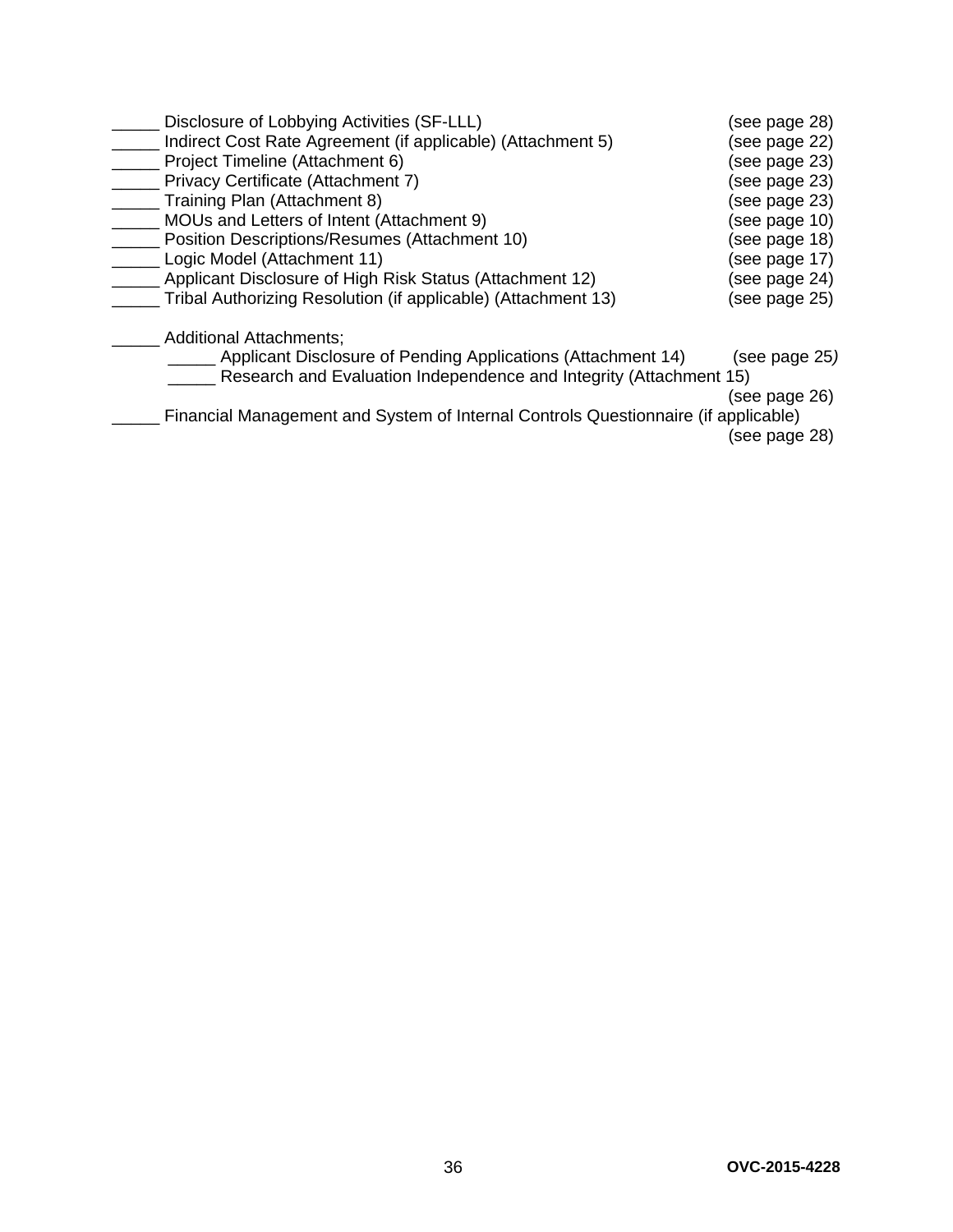_____ Disclosure of Lobbying Activities (SF-LLL) (see page 28)
_____ Indirect Cost Rate Agreement (if applicable) (Attachment 5) (see page 22)
_____ Project Timeline (Attachment 6) (see page 23)
_____ Privacy Certificate (Attachment 7) (see page 23)
_____ Training Plan (Attachment 8) (see page 23)
_____ MOUs and Letters of Intent (Attachment 9) (see page 10)
_____ Position Descriptions/Resumes (Attachment 10) (see page 18)
_____ Logic Model (Attachment 11) (see page 17)
_____ Applicant Disclosure of High Risk Status (Attachment 12) (see page 24)
_____ Tribal Authorizing Resolution (if applicable) (Attachment 13) (see page 25)

_____ Additional Attachments;
    _____ Applicant Disclosure of Pending Applications (Attachment 14) (see page 25)
    _____ Research and Evaluation Independence and Integrity (Attachment 15) (see page 26)

_____ Financial Management and System of Internal Controls Questionnaire (if applicable) (see page 28)